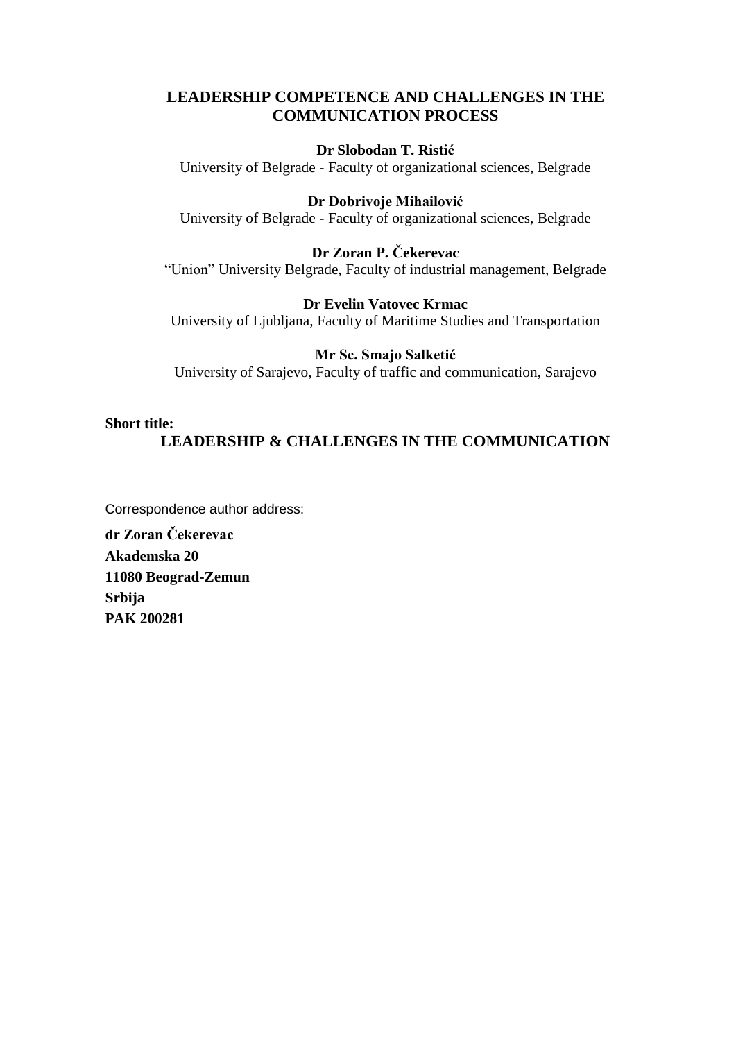# LEADERSHIP COMPETENCE AND CHALLENGES IN THE COMMUNICATION PROCESS

**Dr Slobodan T. Ristić**
University of Belgrade - Faculty of organizational sciences, Belgrade

**Dr Dobrivoje Mihailović**
University of Belgrade - Faculty of organizational sciences, Belgrade

**Dr Zoran P. Čekerevac**
"Union" University Belgrade, Faculty of industrial management, Belgrade

**Dr Evelin Vatovec Krmac**
University of Ljubljana, Faculty of Maritime Studies and Transportation

**Mr Sc. Smajo Salketić**
University of Sarajevo, Faculty of traffic and communication, Sarajevo

**Short title:**

**LEADERSHIP & CHALLENGES IN THE COMMUNICATION**

Correspondence author address:

**dr Zoran Čekerevac**
**Akademska 20**
**11080 Beograd-Zemun**
**Srbija**
**PAK 200281**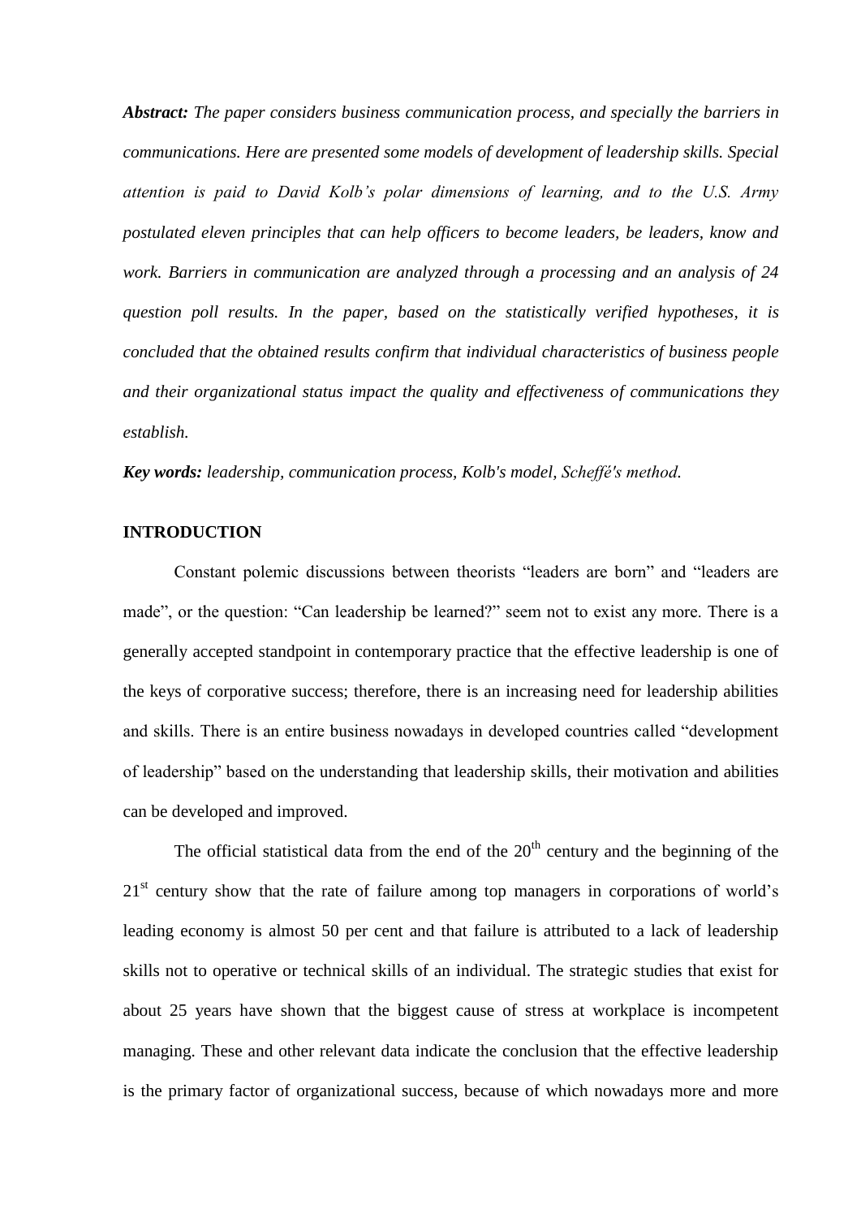***Abstract:*** *The paper considers business communication process, and specially the barriers in communications. Here are presented some models of development of leadership skills. Special attention is paid to David Kolb's polar dimensions of learning, and to the U.S. Army postulated eleven principles that can help officers to become leaders, be leaders, know and work. Barriers in communication are analyzed through a processing and an analysis of 24 question poll results. In the paper, based on the statistically verified hypotheses, it is concluded that the obtained results confirm that individual characteristics of business people and their organizational status impact the quality and effectiveness of communications they establish.*

***Key words:*** *leadership, communication process, Kolb's model, Scheffé's method.*

## INTRODUCTION

Constant polemic discussions between theorists "leaders are born" and "leaders are made", or the question: "Can leadership be learned?" seem not to exist any more. There is a generally accepted standpoint in contemporary practice that the effective leadership is one of the keys of corporative success; therefore, there is an increasing need for leadership abilities and skills. There is an entire business nowadays in developed countries called "development of leadership" based on the understanding that leadership skills, their motivation and abilities can be developed and improved.

The official statistical data from the end of the 20th century and the beginning of the 21st century show that the rate of failure among top managers in corporations of world's leading economy is almost 50 per cent and that failure is attributed to a lack of leadership skills not to operative or technical skills of an individual. The strategic studies that exist for about 25 years have shown that the biggest cause of stress at workplace is incompetent managing. These and other relevant data indicate the conclusion that the effective leadership is the primary factor of organizational success, because of which nowadays more and more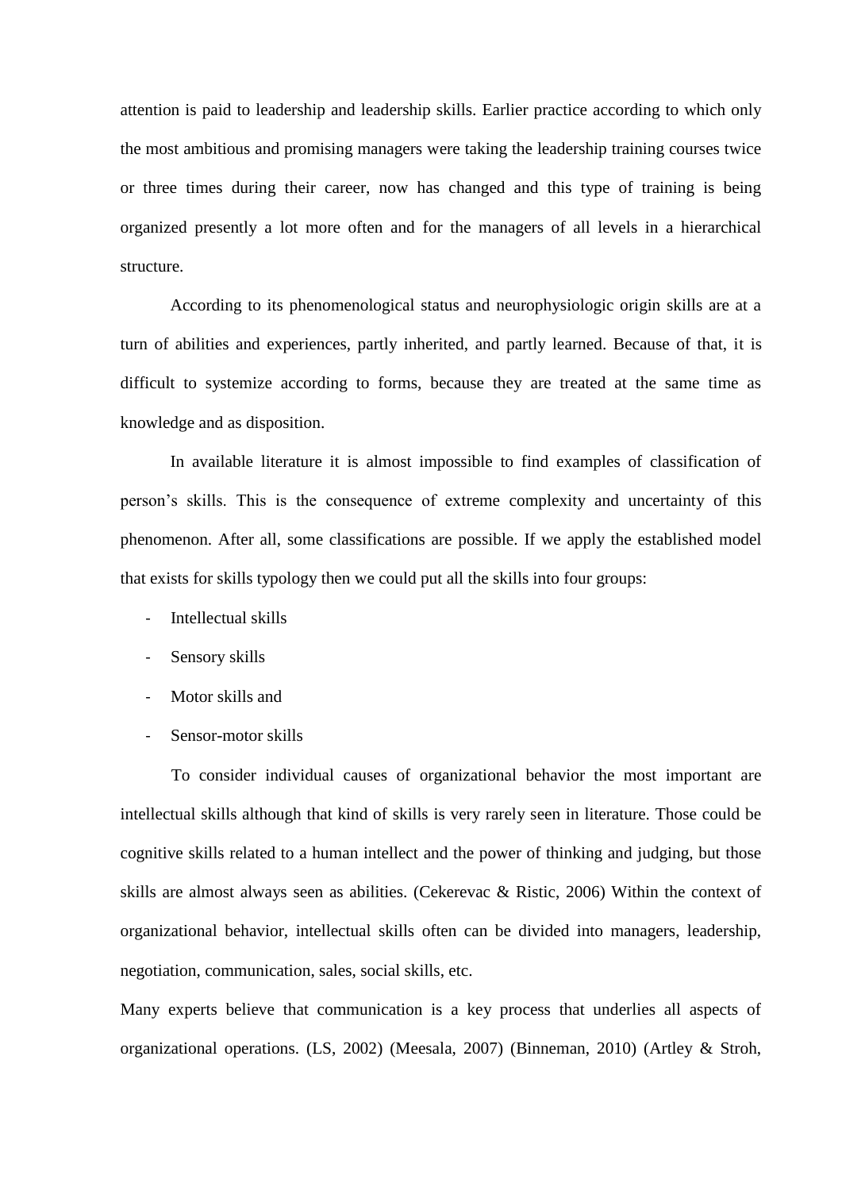attention is paid to leadership and leadership skills. Earlier practice according to which only the most ambitious and promising managers were taking the leadership training courses twice or three times during their career, now has changed and this type of training is being organized presently a lot more often and for the managers of all levels in a hierarchical structure.

According to its phenomenological status and neurophysiologic origin skills are at a turn of abilities and experiences, partly inherited, and partly learned. Because of that, it is difficult to systemize according to forms, because they are treated at the same time as knowledge and as disposition.

In available literature it is almost impossible to find examples of classification of person's skills. This is the consequence of extreme complexity and uncertainty of this phenomenon. After all, some classifications are possible. If we apply the established model that exists for skills typology then we could put all the skills into four groups:

- Intellectual skills
- Sensory skills
- Motor skills and
- Sensor-motor skills

To consider individual causes of organizational behavior the most important are intellectual skills although that kind of skills is very rarely seen in literature. Those could be cognitive skills related to a human intellect and the power of thinking and judging, but those skills are almost always seen as abilities. (Cekerevac & Ristic, 2006) Within the context of organizational behavior, intellectual skills often can be divided into managers, leadership, negotiation, communication, sales, social skills, etc.

Many experts believe that communication is a key process that underlies all aspects of organizational operations. (LS, 2002) (Meesala, 2007) (Binneman, 2010) (Artley & Stroh,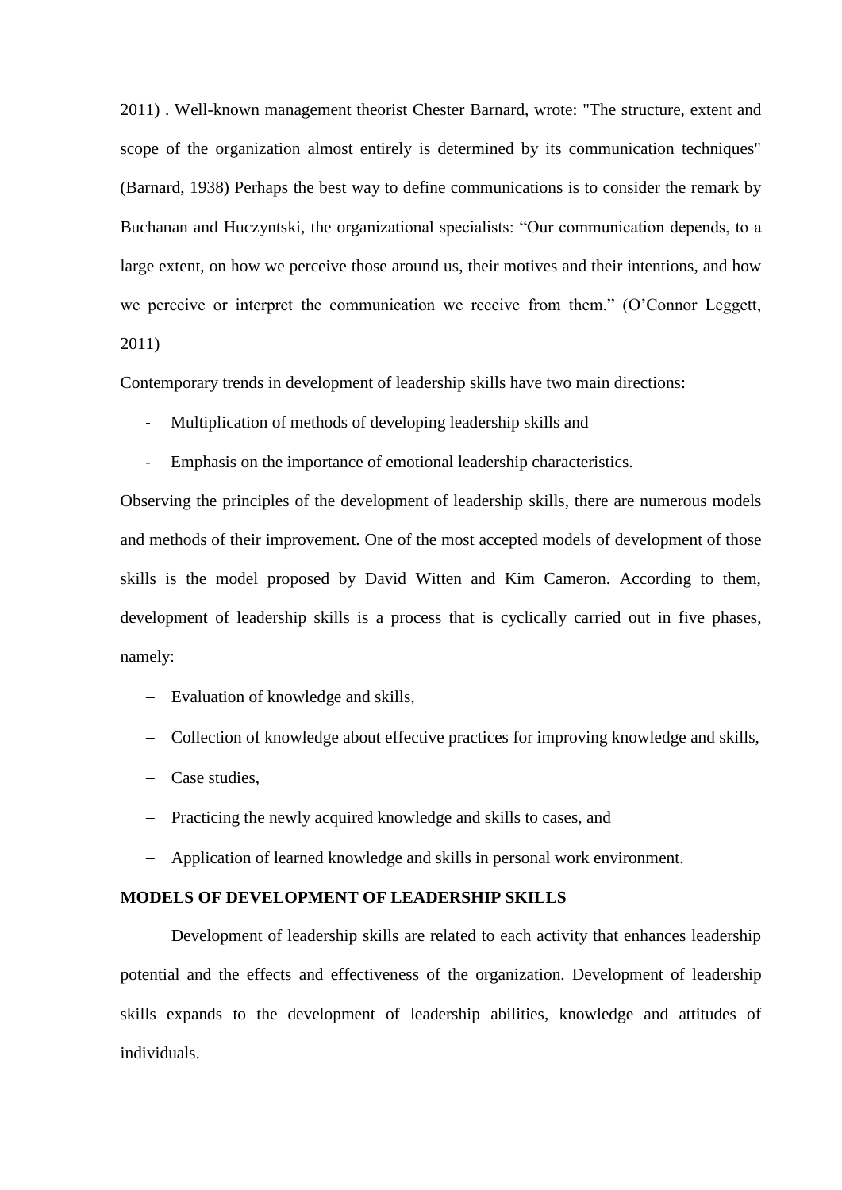2011) . Well-known management theorist Chester Barnard, wrote: "The structure, extent and scope of the organization almost entirely is determined by its communication techniques" (Barnard, 1938) Perhaps the best way to define communications is to consider the remark by Buchanan and Huczyntski, the organizational specialists: “Our communication depends, to a large extent, on how we perceive those around us, their motives and their intentions, and how we perceive or interpret the communication we receive from them.” (O’Connor Leggett, 2011)

Contemporary trends in development of leadership skills have two main directions:

- Multiplication of methods of developing leadership skills and
- Emphasis on the importance of emotional leadership characteristics.

Observing the principles of the development of leadership skills, there are numerous models and methods of their improvement. One of the most accepted models of development of those skills is the model proposed by David Witten and Kim Cameron. According to them, development of leadership skills is a process that is cyclically carried out in five phases, namely:

- Evaluation of knowledge and skills,
- Collection of knowledge about effective practices for improving knowledge and skills,
- Case studies,
- Practicing the newly acquired knowledge and skills to cases, and
- Application of learned knowledge and skills in personal work environment.

**MODELS OF DEVELOPMENT OF LEADERSHIP SKILLS**

Development of leadership skills are related to each activity that enhances leadership potential and the effects and effectiveness of the organization. Development of leadership skills expands to the development of leadership abilities, knowledge and attitudes of individuals.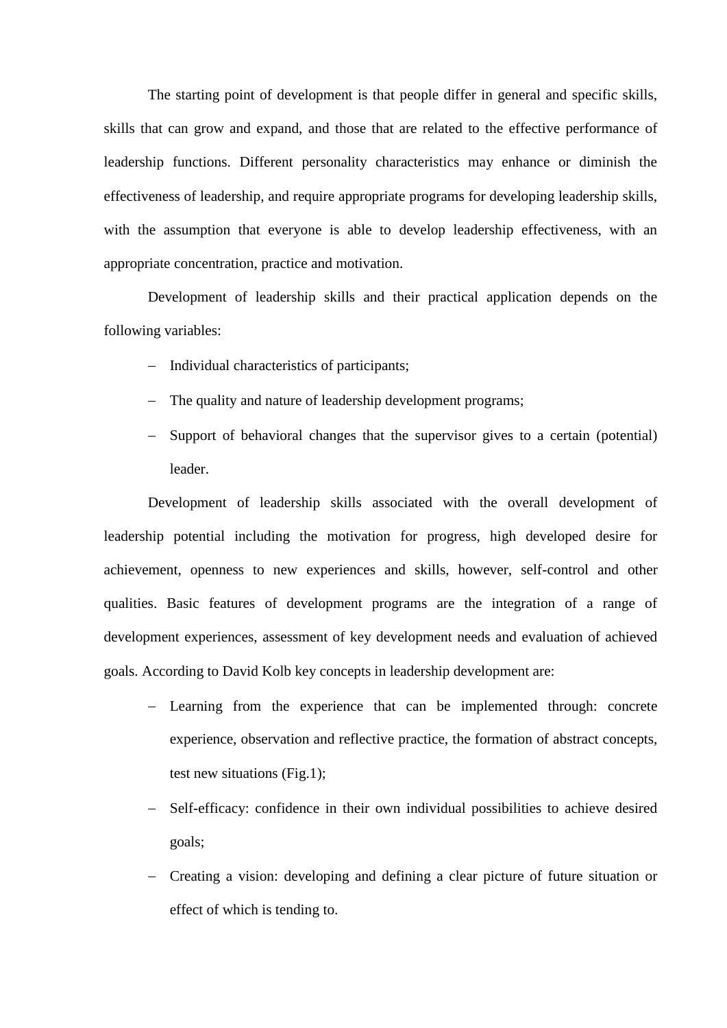The starting point of development is that people differ in general and specific skills, skills that can grow and expand, and those that are related to the effective performance of leadership functions. Different personality characteristics may enhance or diminish the effectiveness of leadership, and require appropriate programs for developing leadership skills, with the assumption that everyone is able to develop leadership effectiveness, with an appropriate concentration, practice and motivation.

Development of leadership skills and their practical application depends on the following variables:

- Individual characteristics of participants;
- The quality and nature of leadership development programs;
- Support of behavioral changes that the supervisor gives to a certain (potential) leader.

Development of leadership skills associated with the overall development of leadership potential including the motivation for progress, high developed desire for achievement, openness to new experiences and skills, however, self-control and other qualities. Basic features of development programs are the integration of a range of development experiences, assessment of key development needs and evaluation of achieved goals. According to David Kolb key concepts in leadership development are:

- Learning from the experience that can be implemented through: concrete experience, observation and reflective practice, the formation of abstract concepts, test new situations (Fig.1);
- Self-efficacy: confidence in their own individual possibilities to achieve desired goals;
- Creating a vision: developing and defining a clear picture of future situation or effect of which is tending to.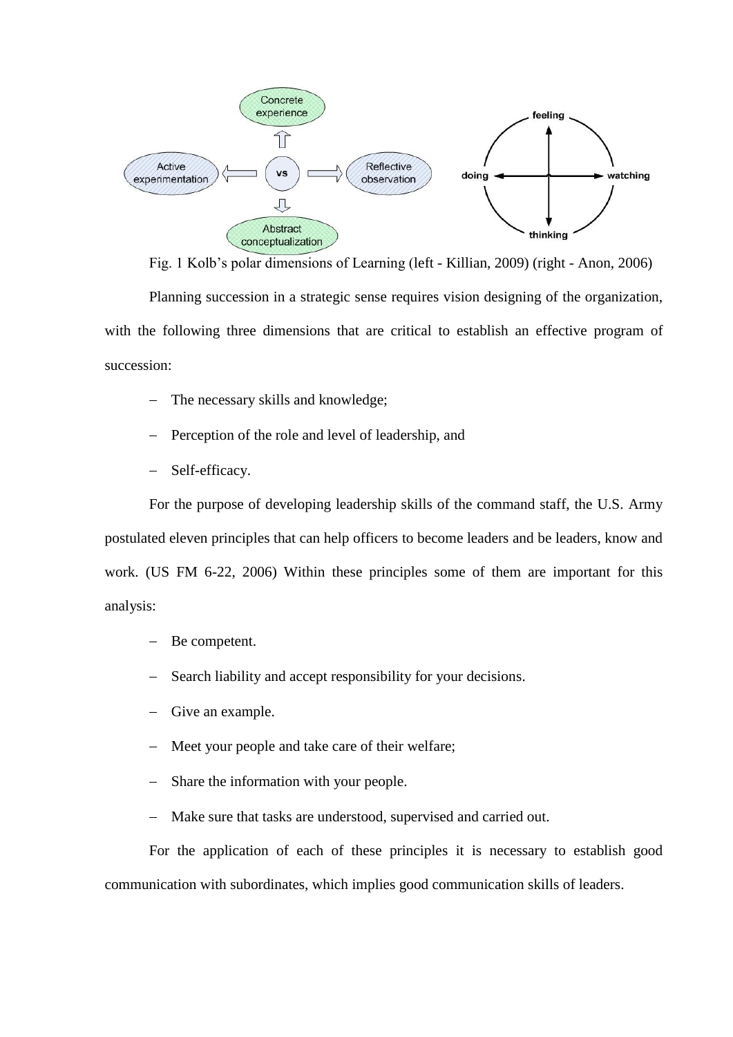Fig. 1 Kolb's polar dimensions of Learning (left - Killian, 2009) (right - Anon, 2006)

Planning succession in a strategic sense requires vision designing of the organization, with the following three dimensions that are critical to establish an effective program of succession:

- The necessary skills and knowledge;
- Perception of the role and level of leadership, and
- Self-efficacy.

For the purpose of developing leadership skills of the command staff, the U.S. Army postulated eleven principles that can help officers to become leaders and be leaders, know and work. (US FM 6-22, 2006) Within these principles some of them are important for this analysis:

- Be competent.
- Search liability and accept responsibility for your decisions.
- Give an example.
- Meet your people and take care of their welfare;
- Share the information with your people.
- Make sure that tasks are understood, supervised and carried out.

For the application of each of these principles it is necessary to establish good communication with subordinates, which implies good communication skills of leaders.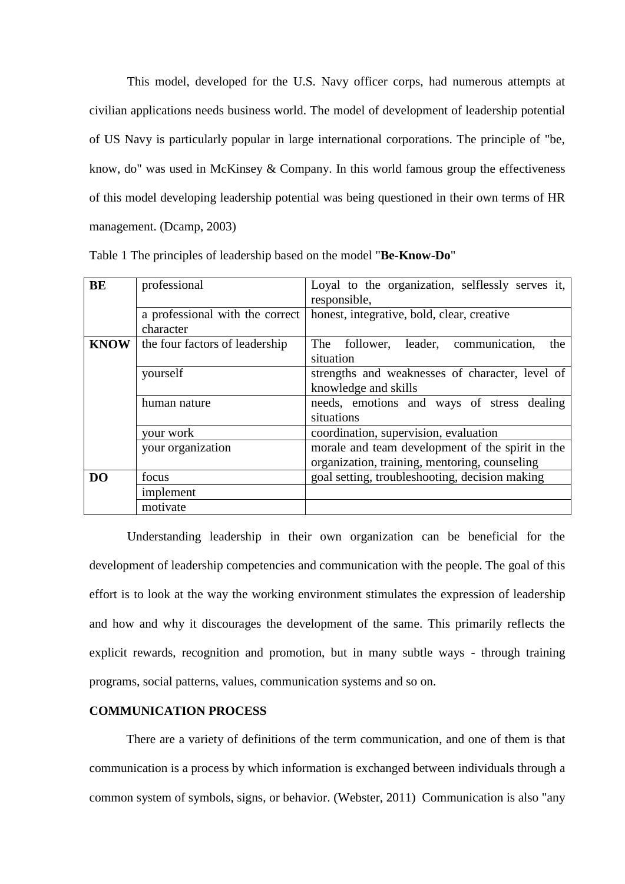This model, developed for the U.S. Navy officer corps, had numerous attempts at civilian applications needs business world. The model of development of leadership potential of US Navy is particularly popular in large international corporations. The principle of "be, know, do" was used in McKinsey & Company. In this world famous group the effectiveness of this model developing leadership potential was being questioned in their own terms of HR management. (Dcamp, 2003)

Table 1 The principles of leadership based on the model "**Be-Know-Do**"

| | | |
|---|---|---|
| **BE** | professional | Loyal to the organization, selflessly serves it, responsible, |
| | a professional with the correct character | honest, integrative, bold, clear, creative |
| **KNOW** | the four factors of leadership | The follower, leader, communication, the situation |
| | yourself | strengths and weaknesses of character, level of knowledge and skills |
| | human nature | needs, emotions and ways of stress dealing situations |
| | your work | coordination, supervision, evaluation |
| | your organization | morale and team development of the spirit in the organization, training, mentoring, counseling |
| **DO** | focus | goal setting, troubleshooting, decision making |
| | implement | |
| | motivate | |

Understanding leadership in their own organization can be beneficial for the development of leadership competencies and communication with the people. The goal of this effort is to look at the way the working environment stimulates the expression of leadership and how and why it discourages the development of the same. This primarily reflects the explicit rewards, recognition and promotion, but in many subtle ways - through training programs, social patterns, values, communication systems and so on.

**COMMUNICATION PROCESS**

There are a variety of definitions of the term communication, and one of them is that communication is a process by which information is exchanged between individuals through a common system of symbols, signs, or behavior. (Webster, 2011) Communication is also "any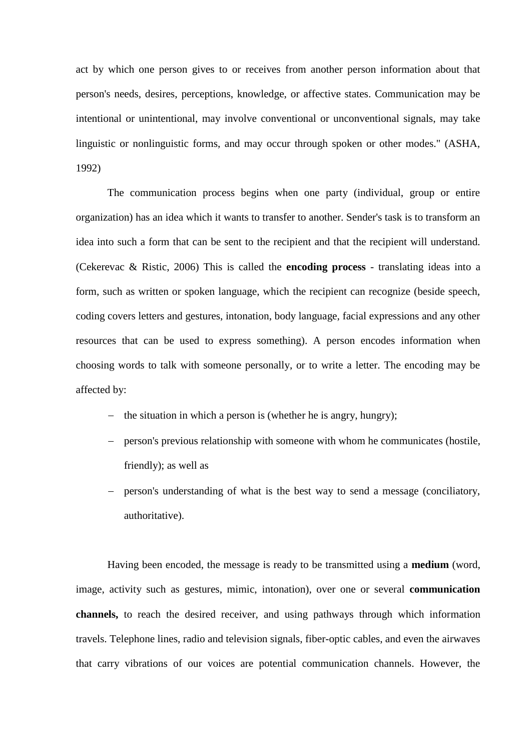act by which one person gives to or receives from another person information about that person's needs, desires, perceptions, knowledge, or affective states. Communication may be intentional or unintentional, may involve conventional or unconventional signals, may take linguistic or nonlinguistic forms, and may occur through spoken or other modes." (ASHA, 1992)

The communication process begins when one party (individual, group or entire organization) has an idea which it wants to transfer to another. Sender's task is to transform an idea into such a form that can be sent to the recipient and that the recipient will understand. (Cekerevac & Ristic, 2006) This is called the **encoding process** - translating ideas into a form, such as written or spoken language, which the recipient can recognize (beside speech, coding covers letters and gestures, intonation, body language, facial expressions and any other resources that can be used to express something). A person encodes information when choosing words to talk with someone personally, or to write a letter. The encoding may be affected by:

- the situation in which a person is (whether he is angry, hungry);
- person's previous relationship with someone with whom he communicates (hostile, friendly); as well as
- person's understanding of what is the best way to send a message (conciliatory, authoritative).

Having been encoded, the message is ready to be transmitted using a **medium** (word, image, activity such as gestures, mimic, intonation), over one or several **communication channels,** to reach the desired receiver, and using pathways through which information travels. Telephone lines, radio and television signals, fiber-optic cables, and even the airwaves that carry vibrations of our voices are potential communication channels. However, the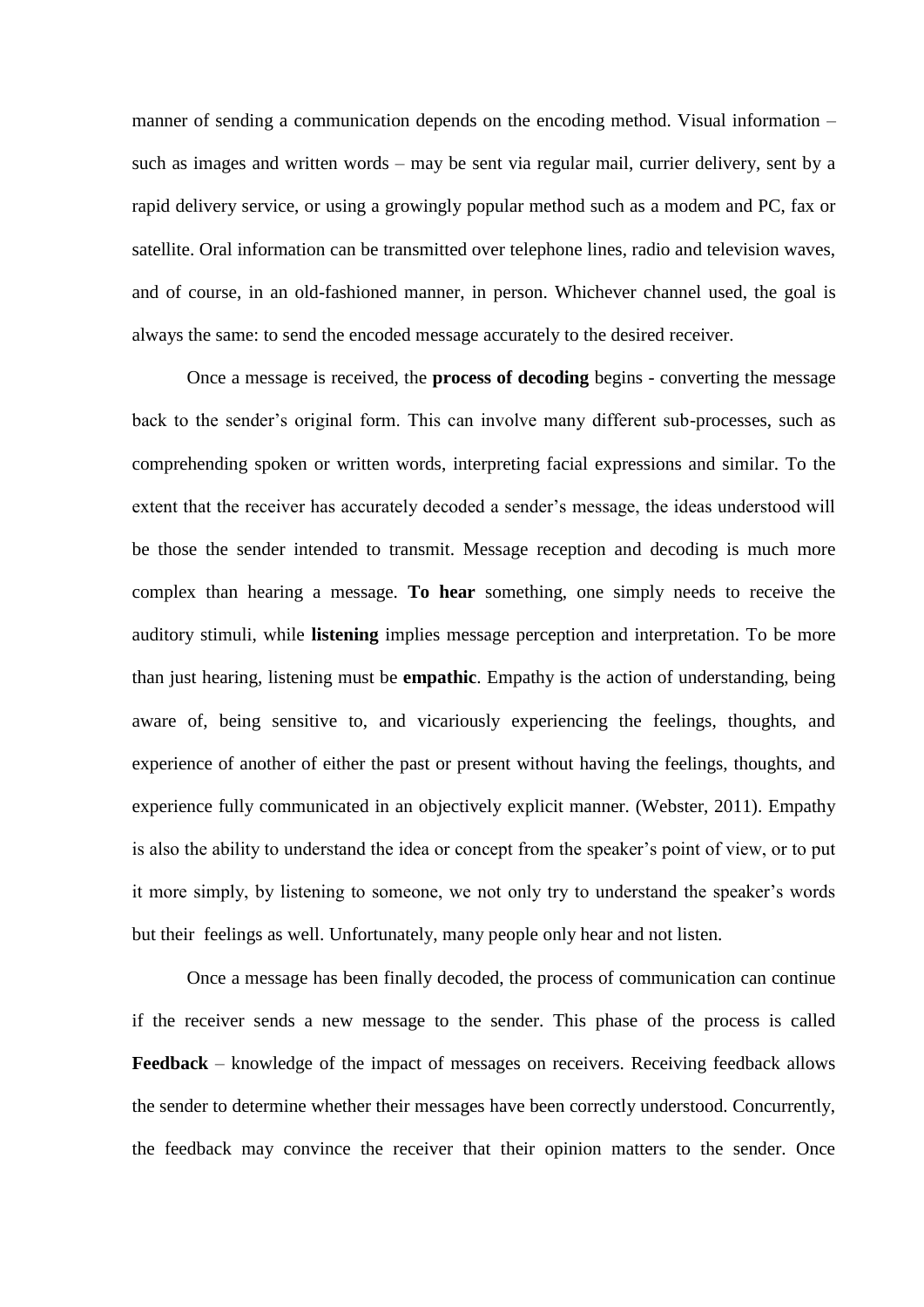manner of sending a communication depends on the encoding method. Visual information – such as images and written words – may be sent via regular mail, currier delivery, sent by a rapid delivery service, or using a growingly popular method such as a modem and PC, fax or satellite. Oral information can be transmitted over telephone lines, radio and television waves, and of course, in an old-fashioned manner, in person. Whichever channel used, the goal is always the same: to send the encoded message accurately to the desired receiver.

Once a message is received, the **process of decoding** begins - converting the message back to the sender's original form. This can involve many different sub-processes, such as comprehending spoken or written words, interpreting facial expressions and similar. To the extent that the receiver has accurately decoded a sender's message, the ideas understood will be those the sender intended to transmit. Message reception and decoding is much more complex than hearing a message. **To hear** something, one simply needs to receive the auditory stimuli, while **listening** implies message perception and interpretation. To be more than just hearing, listening must be **empathic**. Empathy is the action of understanding, being aware of, being sensitive to, and vicariously experiencing the feelings, thoughts, and experience of another of either the past or present without having the feelings, thoughts, and experience fully communicated in an objectively explicit manner. (Webster, 2011). Empathy is also the ability to understand the idea or concept from the speaker's point of view, or to put it more simply, by listening to someone, we not only try to understand the speaker's words but their feelings as well. Unfortunately, many people only hear and not listen.

Once a message has been finally decoded, the process of communication can continue if the receiver sends a new message to the sender. This phase of the process is called **Feedback** – knowledge of the impact of messages on receivers. Receiving feedback allows the sender to determine whether their messages have been correctly understood. Concurrently, the feedback may convince the receiver that their opinion matters to the sender. Once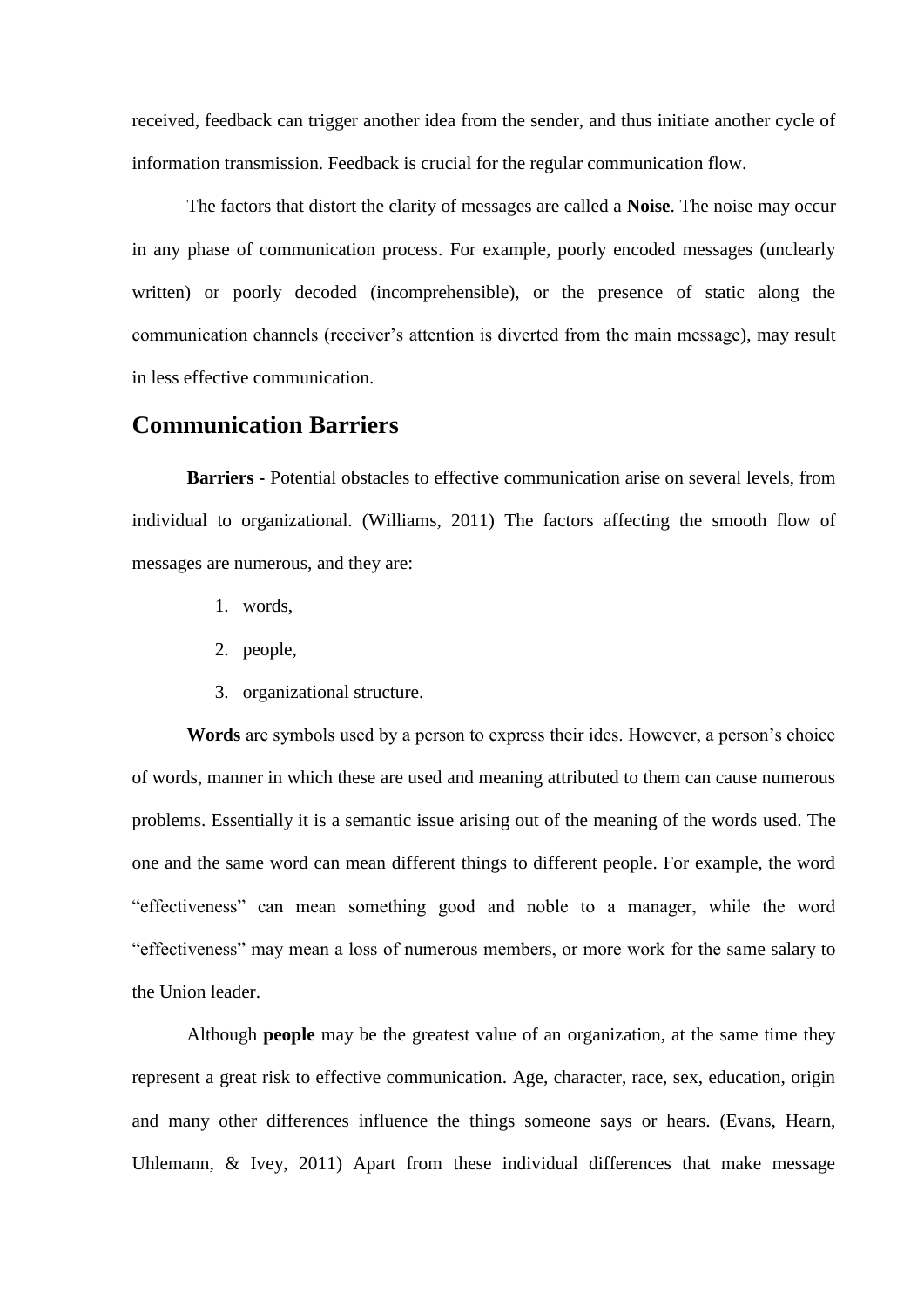received, feedback can trigger another idea from the sender, and thus initiate another cycle of information transmission. Feedback is crucial for the regular communication flow.

The factors that distort the clarity of messages are called a **Noise**. The noise may occur in any phase of communication process. For example, poorly encoded messages (unclearly written) or poorly decoded (incomprehensible), or the presence of static along the communication channels (receiver's attention is diverted from the main message), may result in less effective communication.

## Communication Barriers

**Barriers -** Potential obstacles to effective communication arise on several levels, from individual to organizational. (Williams, 2011) The factors affecting the smooth flow of messages are numerous, and they are:

1. words,
2. people,
3. organizational structure.

**Words** are symbols used by a person to express their ides. However, a person's choice of words, manner in which these are used and meaning attributed to them can cause numerous problems. Essentially it is a semantic issue arising out of the meaning of the words used. The one and the same word can mean different things to different people. For example, the word "effectiveness" can mean something good and noble to a manager, while the word "effectiveness" may mean a loss of numerous members, or more work for the same salary to the Union leader.

Although **people** may be the greatest value of an organization, at the same time they represent a great risk to effective communication. Age, character, race, sex, education, origin and many other differences influence the things someone says or hears. (Evans, Hearn, Uhlemann, & Ivey, 2011) Apart from these individual differences that make message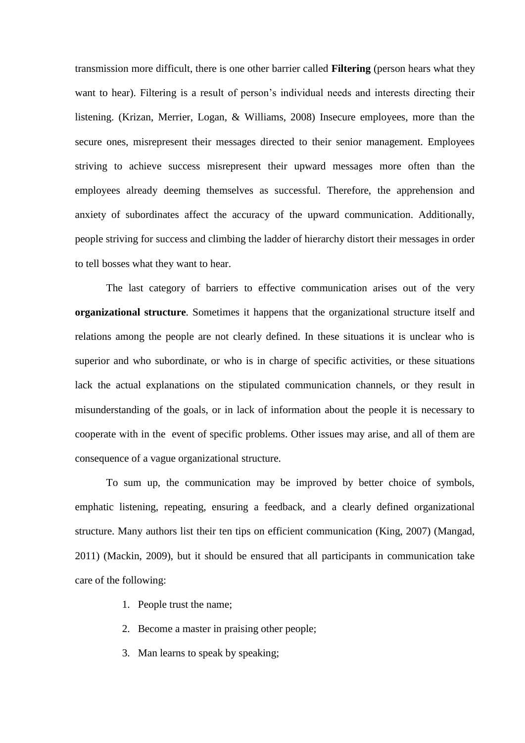transmission more difficult, there is one other barrier called **Filtering** (person hears what they want to hear). Filtering is a result of person's individual needs and interests directing their listening. (Krizan, Merrier, Logan, & Williams, 2008) Insecure employees, more than the secure ones, misrepresent their messages directed to their senior management. Employees striving to achieve success misrepresent their upward messages more often than the employees already deeming themselves as successful. Therefore, the apprehension and anxiety of subordinates affect the accuracy of the upward communication. Additionally, people striving for success and climbing the ladder of hierarchy distort their messages in order to tell bosses what they want to hear.

The last category of barriers to effective communication arises out of the very **organizational structure**. Sometimes it happens that the organizational structure itself and relations among the people are not clearly defined. In these situations it is unclear who is superior and who subordinate, or who is in charge of specific activities, or these situations lack the actual explanations on the stipulated communication channels, or they result in misunderstanding of the goals, or in lack of information about the people it is necessary to cooperate with in the event of specific problems. Other issues may arise, and all of them are consequence of a vague organizational structure.

To sum up, the communication may be improved by better choice of symbols, emphatic listening, repeating, ensuring a feedback, and a clearly defined organizational structure. Many authors list their ten tips on efficient communication (King, 2007) (Mangad, 2011) (Mackin, 2009), but it should be ensured that all participants in communication take care of the following:

1. People trust the name;
2. Become a master in praising other people;
3. Man learns to speak by speaking;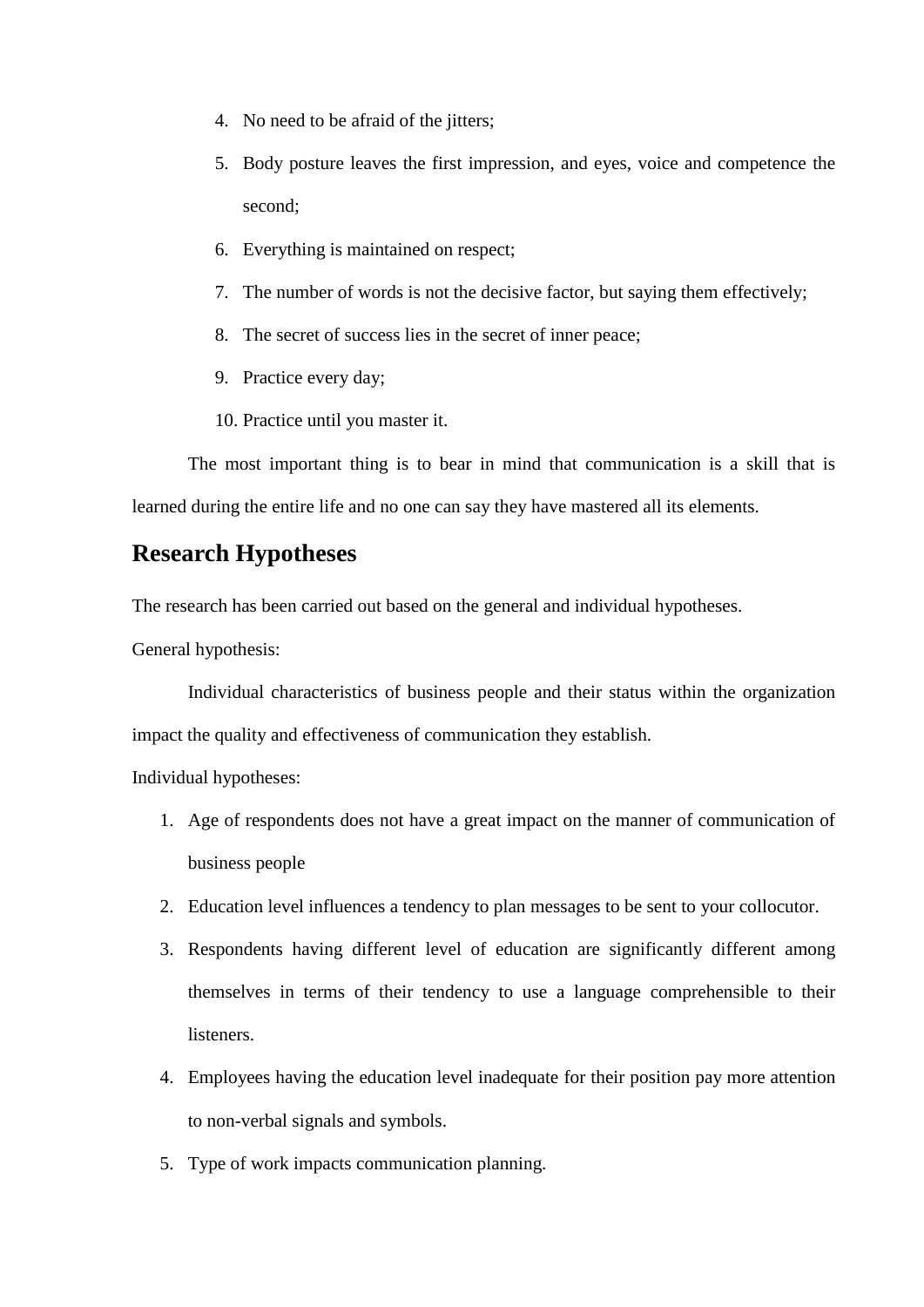4. No need to be afraid of the jitters;
5. Body posture leaves the first impression, and eyes, voice and competence the second;
6. Everything is maintained on respect;
7. The number of words is not the decisive factor, but saying them effectively;
8. The secret of success lies in the secret of inner peace;
9. Practice every day;
10. Practice until you master it.

The most important thing is to bear in mind that communication is a skill that is learned during the entire life and no one can say they have mastered all its elements.

## Research Hypotheses

The research has been carried out based on the general and individual hypotheses.

General hypothesis:

Individual characteristics of business people and their status within the organization impact the quality and effectiveness of communication they establish.

Individual hypotheses:

1. Age of respondents does not have a great impact on the manner of communication of business people
2. Education level influences a tendency to plan messages to be sent to your collocutor.
3. Respondents having different level of education are significantly different among themselves in terms of their tendency to use a language comprehensible to their listeners.
4. Employees having the education level inadequate for their position pay more attention to non-verbal signals and symbols.
5. Type of work impacts communication planning.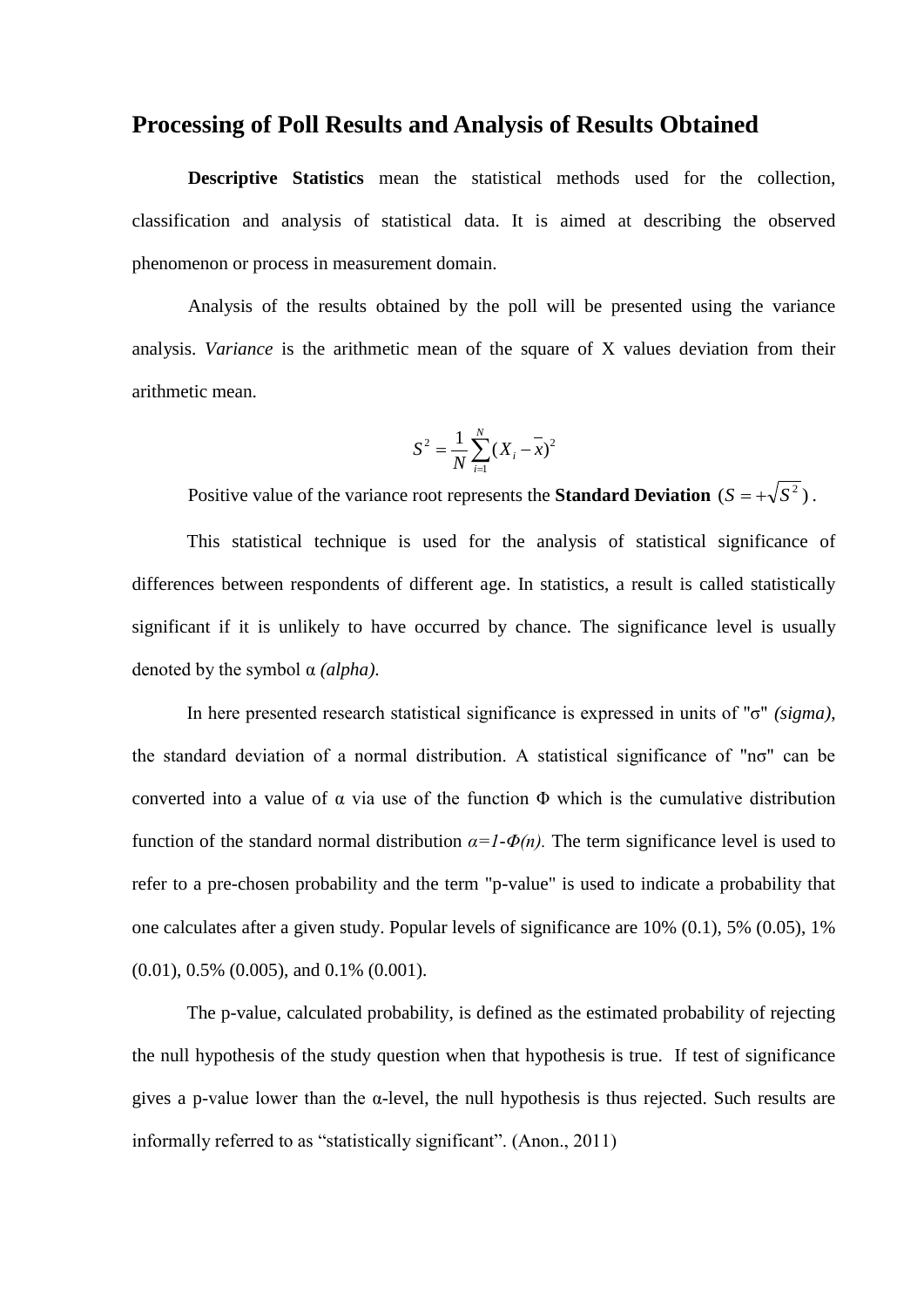# Processing of Poll Results and Analysis of Results Obtained

**Descriptive Statistics** mean the statistical methods used for the collection, classification and analysis of statistical data. It is aimed at describing the observed phenomenon or process in measurement domain.

Analysis of the results obtained by the poll will be presented using the variance analysis. *Variance* is the arithmetic mean of the square of X values deviation from their arithmetic mean.

$$S^2 = \frac{1}{N}\sum_{i=1}^{N}(X_i - \overline{x})^2$$

Positive value of the variance root represents the **Standard Deviation** $(S = +\sqrt{S^2})$.

This statistical technique is used for the analysis of statistical significance of differences between respondents of different age. In statistics, a result is called statistically significant if it is unlikely to have occurred by chance. The significance level is usually denoted by the symbol α *(alpha)*.

In here presented research statistical significance is expressed in units of "σ" *(sigma)*, the standard deviation of a normal distribution. A statistical significance of "nσ" can be converted into a value of α via use of the function Φ which is the cumulative distribution function of the standard normal distribution $\alpha = 1 - \Phi(n)$. The term significance level is used to refer to a pre-chosen probability and the term "p-value" is used to indicate a probability that one calculates after a given study. Popular levels of significance are 10% (0.1), 5% (0.05), 1% (0.01), 0.5% (0.005), and 0.1% (0.001).

The p-value, calculated probability, is defined as the estimated probability of rejecting the null hypothesis of the study question when that hypothesis is true. If test of significance gives a p-value lower than the α-level, the null hypothesis is thus rejected. Such results are informally referred to as "statistically significant". (Anon., 2011)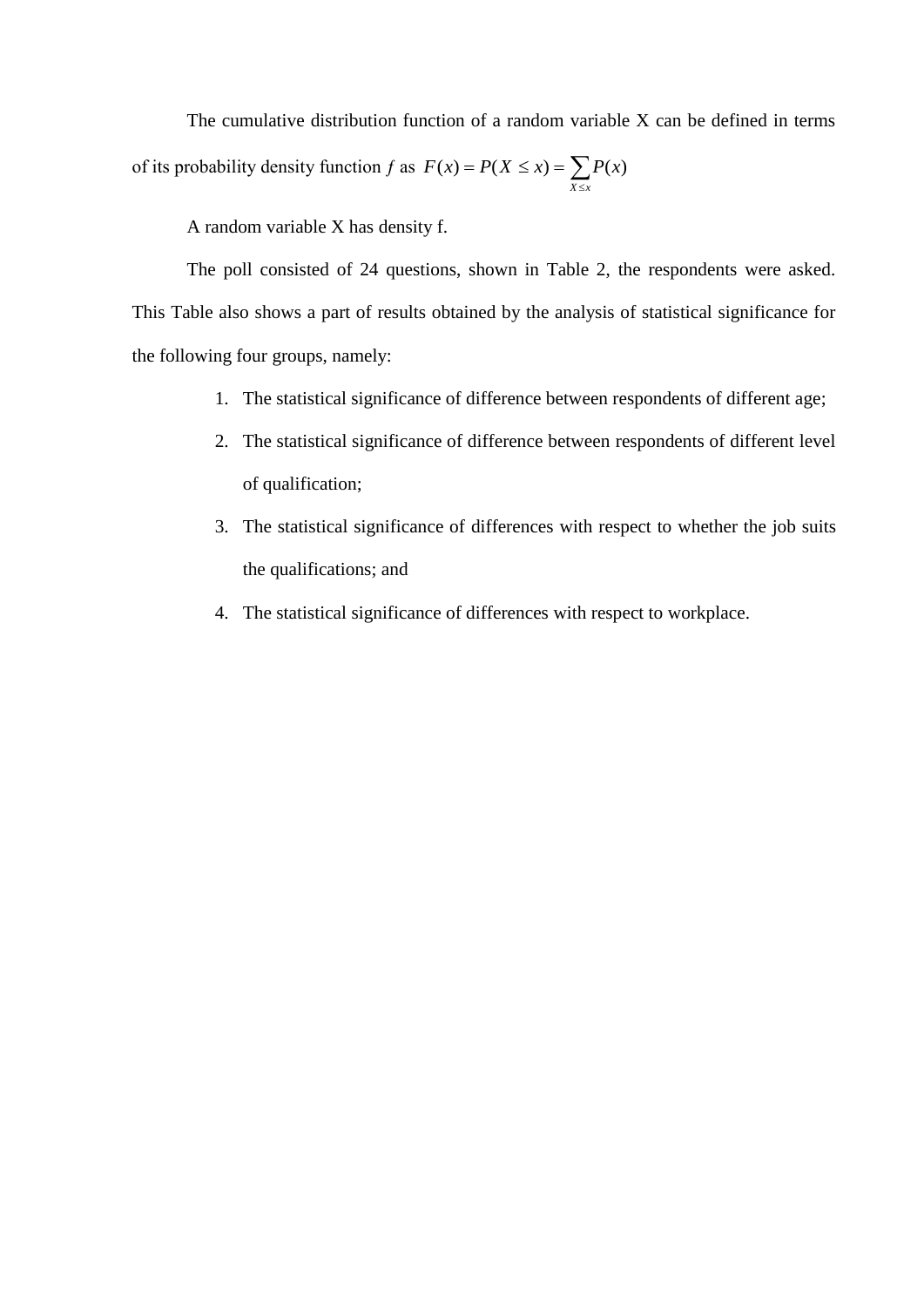The cumulative distribution function of a random variable X can be defined in terms of its probability density function *f* as $F(x) = P(X \leq x) = \sum_{X \leq x} P(x)$

A random variable X has density f.

The poll consisted of 24 questions, shown in Table 2, the respondents were asked. This Table also shows a part of results obtained by the analysis of statistical significance for the following four groups, namely:

1. The statistical significance of difference between respondents of different age;
2. The statistical significance of difference between respondents of different level of qualification;
3. The statistical significance of differences with respect to whether the job suits the qualifications; and
4. The statistical significance of differences with respect to workplace.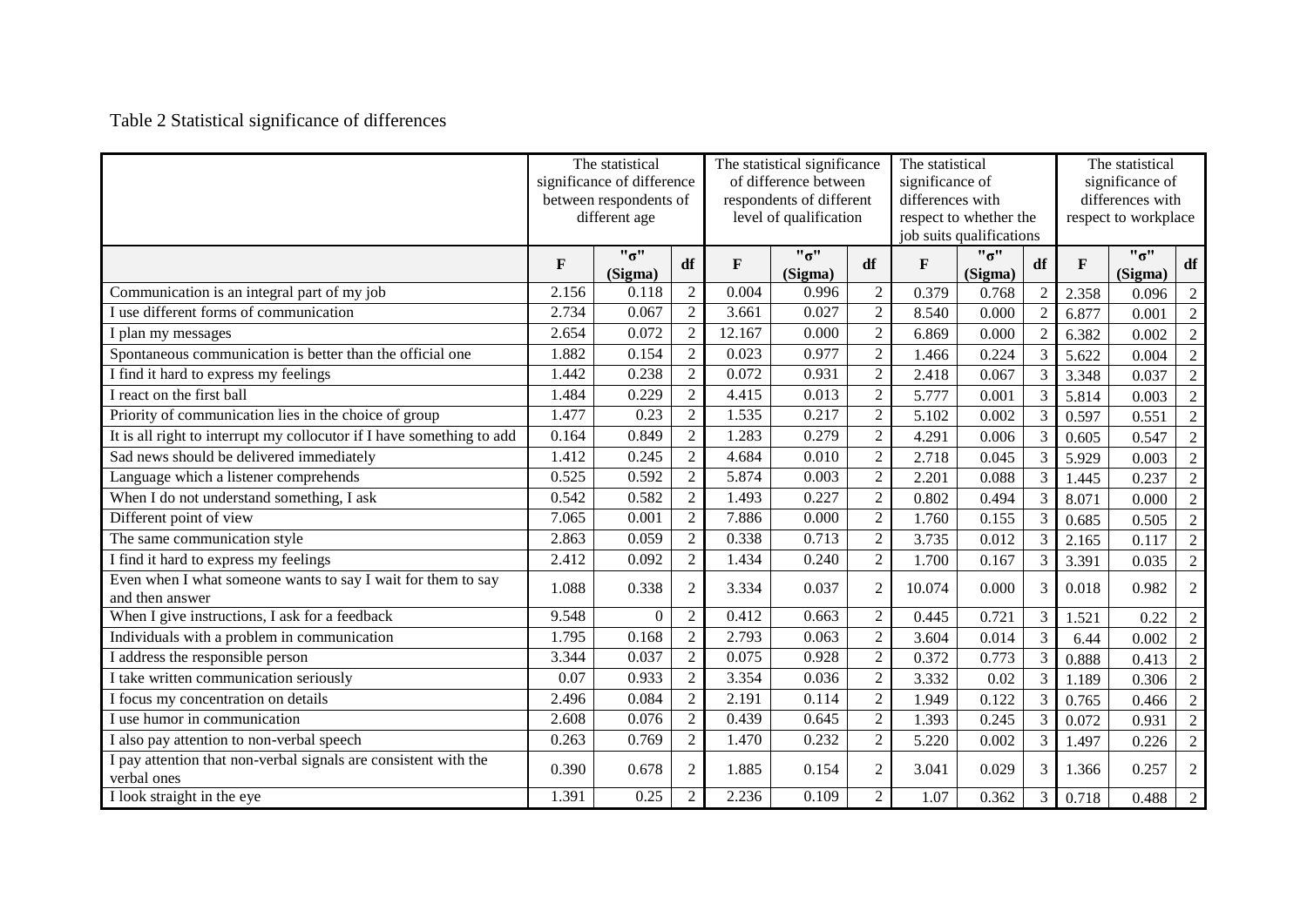Table 2 Statistical significance of differences

| | The statistical significance of difference between respondents of different age | | | The statistical significance of difference between respondents of different level of qualification | | | The statistical significance of differences with respect to whether the job suits qualifications | | | The statistical significance of differences with respect to workplace | | |
|---|---|---|---|---|---|---|---|---|---|---|---|---|
| | F | "σ" (Sigma) | df | F | "σ" (Sigma) | df | F | "σ" (Sigma) | df | F | "σ" (Sigma) | df |
| Communication is an integral part of my job | 2.156 | 0.118 | 2 | 0.004 | 0.996 | 2 | 0.379 | 0.768 | 2 | 2.358 | 0.096 | 2 |
| I use different forms of communication | 2.734 | 0.067 | 2 | 3.661 | 0.027 | 2 | 8.540 | 0.000 | 2 | 6.877 | 0.001 | 2 |
| I plan my messages | 2.654 | 0.072 | 2 | 12.167 | 0.000 | 2 | 6.869 | 0.000 | 2 | 6.382 | 0.002 | 2 |
| Spontaneous communication is better than the official one | 1.882 | 0.154 | 2 | 0.023 | 0.977 | 2 | 1.466 | 0.224 | 3 | 5.622 | 0.004 | 2 |
| I find it hard to express my feelings | 1.442 | 0.238 | 2 | 0.072 | 0.931 | 2 | 2.418 | 0.067 | 3 | 3.348 | 0.037 | 2 |
| I react on the first ball | 1.484 | 0.229 | 2 | 4.415 | 0.013 | 2 | 5.777 | 0.001 | 3 | 5.814 | 0.003 | 2 |
| Priority of communication lies in the choice of group | 1.477 | 0.23 | 2 | 1.535 | 0.217 | 2 | 5.102 | 0.002 | 3 | 0.597 | 0.551 | 2 |
| It is all right to interrupt my collocutor if I have something to add | 0.164 | 0.849 | 2 | 1.283 | 0.279 | 2 | 4.291 | 0.006 | 3 | 0.605 | 0.547 | 2 |
| Sad news should be delivered immediately | 1.412 | 0.245 | 2 | 4.684 | 0.010 | 2 | 2.718 | 0.045 | 3 | 5.929 | 0.003 | 2 |
| Language which a listener comprehends | 0.525 | 0.592 | 2 | 5.874 | 0.003 | 2 | 2.201 | 0.088 | 3 | 1.445 | 0.237 | 2 |
| When I do not understand something, I ask | 0.542 | 0.582 | 2 | 1.493 | 0.227 | 2 | 0.802 | 0.494 | 3 | 8.071 | 0.000 | 2 |
| Different point of view | 7.065 | 0.001 | 2 | 7.886 | 0.000 | 2 | 1.760 | 0.155 | 3 | 0.685 | 0.505 | 2 |
| The same communication style | 2.863 | 0.059 | 2 | 0.338 | 0.713 | 2 | 3.735 | 0.012 | 3 | 2.165 | 0.117 | 2 |
| I find it hard to express my feelings | 2.412 | 0.092 | 2 | 1.434 | 0.240 | 2 | 1.700 | 0.167 | 3 | 3.391 | 0.035 | 2 |
| Even when I what someone wants to say I wait for them to say and then answer | 1.088 | 0.338 | 2 | 3.334 | 0.037 | 2 | 10.074 | 0.000 | 3 | 0.018 | 0.982 | 2 |
| When I give instructions, I ask for a feedback | 9.548 | 0 | 2 | 0.412 | 0.663 | 2 | 0.445 | 0.721 | 3 | 1.521 | 0.22 | 2 |
| Individuals with a problem in communication | 1.795 | 0.168 | 2 | 2.793 | 0.063 | 2 | 3.604 | 0.014 | 3 | 6.44 | 0.002 | 2 |
| I address the responsible person | 3.344 | 0.037 | 2 | 0.075 | 0.928 | 2 | 0.372 | 0.773 | 3 | 0.888 | 0.413 | 2 |
| I take written communication seriously | 0.07 | 0.933 | 2 | 3.354 | 0.036 | 2 | 3.332 | 0.02 | 3 | 1.189 | 0.306 | 2 |
| I focus my concentration on details | 2.496 | 0.084 | 2 | 2.191 | 0.114 | 2 | 1.949 | 0.122 | 3 | 0.765 | 0.466 | 2 |
| I use humor in communication | 2.608 | 0.076 | 2 | 0.439 | 0.645 | 2 | 1.393 | 0.245 | 3 | 0.072 | 0.931 | 2 |
| I also pay attention to non-verbal speech | 0.263 | 0.769 | 2 | 1.470 | 0.232 | 2 | 5.220 | 0.002 | 3 | 1.497 | 0.226 | 2 |
| I pay attention that non-verbal signals are consistent with the verbal ones | 0.390 | 0.678 | 2 | 1.885 | 0.154 | 2 | 3.041 | 0.029 | 3 | 1.366 | 0.257 | 2 |
| I look straight in the eye | 1.391 | 0.25 | 2 | 2.236 | 0.109 | 2 | 1.07 | 0.362 | 3 | 0.718 | 0.488 | 2 |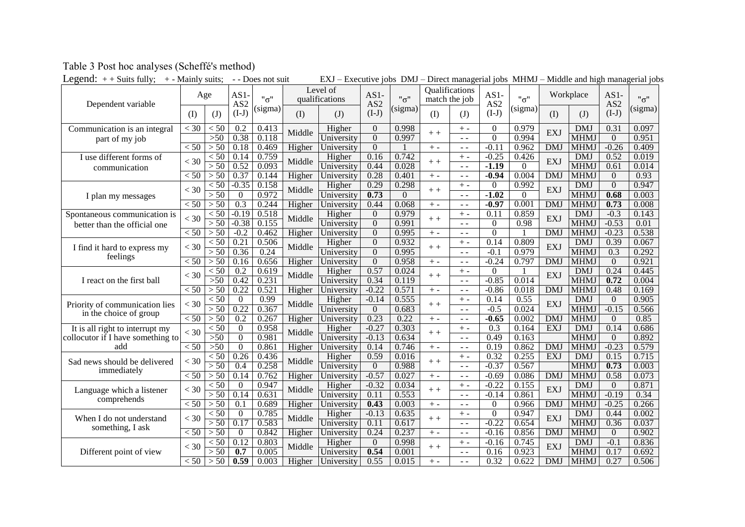Table 3 Post hoc analyses (Scheffé's method)

Legend: + + Suits fully; + - Mainly suits; - - Does not suit EXJ – Executive jobs DMJ – Direct managerial jobs MHMJ – Middle and high managerial jobs

| Dependent variable | Age | | AS1-AS2 | "σ" | Level of qualifications | | AS1-AS2 | "σ" | Qualifications match the job | | AS1-AS2 | "σ" | Workplace | | AS1-AS2 | "σ" |
|---|---|---|---|---|---|---|---|---|---|---|---|---|---|---|---|---|
| | (I) | (J) | (I-J) | (sigma) | (I) | (J) | (I-J) | (sigma) | (I) | (J) | (I-J) | (sigma) | (I) | (J) | (I-J) | (sigma) |
| Communication is an integral part of my job | < 30 | < 50 | 0.2 | 0.413 | Middle | Higher | 0 | 0.998 | + + | + - | 0 | 0.979 | EXJ | DMJ | 0.31 | 0.097 |
| | | >50 | 0.38 | 0.118 | | University | 0 | 0.997 | | - - | 0 | 0.994 | | MHMJ | 0 | 0.951 |
| | < 50 | > 50 | 0.18 | 0.469 | Higher | University | 0 | 1 | + - | - - | -0.11 | 0.962 | DMJ | MHMJ | -0.26 | 0.409 |
| I use different forms of communication | < 30 | < 50 | 0.14 | 0.759 | Middle | Higher | 0.16 | 0.742 | + + | + - | -0.25 | 0.426 | EXJ | DMJ | 0.52 | 0.019 |
| | | > 50 | 0.52 | 0.093 | | University | 0.44 | 0.028 | | - - | **-1.19** | 0 | | MHMJ | 0.61 | 0.014 |
| | < 50 | > 50 | 0.37 | 0.144 | Higher | University | 0.28 | 0.401 | + - | - - | **-0.94** | 0.004 | DMJ | MHMJ | 0 | 0.93 |
| I plan my messages | < 30 | < 50 | -0.35 | 0.158 | Middle | Higher | 0.29 | 0.298 | + + | + - | 0 | 0.992 | EXJ | DMJ | 0 | 0.947 |
| | | > 50 | 0 | 0.972 | | University | **0.73** | 0 | | - - | **-1.02** | 0 | | MHMJ | **0.68** | 0.003 |
| | < 50 | > 50 | 0.3 | 0.244 | Higher | University | 0.44 | 0.068 | + - | - - | **-0.97** | 0.001 | DMJ | MHMJ | **0.73** | 0.008 |
| Spontaneous communication is better than the official one | < 30 | < 50 | -0.19 | 0.518 | Middle | Higher | 0 | 0.979 | + + | + - | 0.11 | 0.859 | EXJ | DMJ | -0.3 | 0.143 |
| | | > 50 | -0.38 | 0.155 | | University | 0 | 0.991 | | - - | 0 | 0.98 | | MHMJ | -0.53 | 0.01 |
| | < 50 | > 50 | -0.2 | 0.462 | Higher | University | 0 | 0.995 | + - | - - | 0 | 1 | DMJ | MHMJ | -0.23 | 0.538 |
| I find it hard to express my feelings | < 30 | < 50 | 0.21 | 0.506 | Middle | Higher | 0 | 0.932 | + + | + - | 0.14 | 0.809 | EXJ | DMJ | 0.39 | 0.067 |
| | | > 50 | 0.36 | 0.24 | | University | 0 | 0.995 | | - - | -0.1 | 0.979 | | MHMJ | 0.3 | 0.292 |
| | < 50 | > 50 | 0.16 | 0.656 | Higher | University | 0 | 0.958 | + - | - - | -0.24 | 0.797 | DMJ | MHMJ | 0 | 0.921 |
| I react on the first ball | < 30 | < 50 | 0.2 | 0.619 | Middle | Higher | 0.57 | 0.024 | + + | + - | 0 | 1 | EXJ | DMJ | 0.24 | 0.445 |
| | | >50 | 0.42 | 0.231 | | University | 0.34 | 0.119 | | - - | -0.85 | 0.014 | | MHMJ | **0.72** | 0.004 |
| | < 50 | > 50 | 0.22 | 0.521 | Higher | University | -0.22 | 0.571 | + - | - - | -0.86 | 0.018 | DMJ | MHMJ | 0.48 | 0.169 |
| Priority of communication lies in the choice of group | < 30 | < 50 | 0 | 0.99 | Middle | Higher | -0.14 | 0.555 | + + | + - | 0.14 | 0.55 | EXJ | DMJ | 0 | 0.905 |
| | | > 50 | 0.22 | 0.367 | | University | 0 | 0.683 | | - - | -0.5 | 0.024 | | MHMJ | -0.15 | 0.566 |
| | < 50 | > 50 | 0.2 | 0.267 | Higher | University | 0.23 | 0.22 | + - | - - | **-0.65** | 0.002 | DMJ | MHMJ | 0 | 0.85 |
| It is all right to interrupt my collocutor if I have something to add | < 30 | < 50 | 0 | 0.958 | Middle | Higher | -0.27 | 0.303 | + + | + - | 0.3 | 0.164 | EXJ | DMJ | 0.14 | 0.686 |
| | | >50 | 0 | 0.981 | | University | -0.13 | 0.634 | | - - | 0.49 | 0.163 | | MHMJ | 0 | 0.892 |
| | < 50 | >50 | 0 | 0.861 | Higher | University | 0.14 | 0.746 | + - | - - | 0.19 | 0.862 | DMJ | MHMJ | -0.23 | 0.579 |
| Sad news should be delivered immediately | < 30 | < 50 | 0.26 | 0.436 | Middle | Higher | 0.59 | 0.016 | + + | + - | 0.32 | 0.255 | EXJ | DMJ | 0.15 | 0.715 |
| | | > 50 | 0.4 | 0.258 | | University | 0 | 0.988 | | - - | -0.37 | 0.567 | | MHMJ | **0.73** | 0.003 |
| | < 50 | > 50 | 0.14 | 0.762 | Higher | University | -0.57 | 0.027 | + - | - - | -0.69 | 0.086 | DMJ | MHMJ | 0.58 | 0.073 |
| Language which a listener comprehends | < 30 | < 50 | 0 | 0.947 | Middle | Higher | -0.32 | 0.034 | + + | + - | -0.22 | 0.155 | EXJ | DMJ | 0 | 0.871 |
| | | > 50 | 0.14 | 0.631 | | University | 0.11 | 0.553 | | - - | -0.14 | 0.861 | | MHMJ | -0.19 | 0.34 |
| | < 50 | > 50 | 0.1 | 0.689 | Higher | University | **0.43** | 0.003 | + - | - - | 0 | 0.966 | DMJ | MHMJ | -0.25 | 0.266 |
| When I do not understand something, I ask | < 30 | < 50 | 0 | 0.785 | Middle | Higher | -0.13 | 0.635 | + + | + - | 0 | 0.947 | EXJ | DMJ | 0.44 | 0.002 |
| | | > 50 | 0.17 | 0.583 | | University | 0.11 | 0.617 | | - - | -0.22 | 0.654 | | MHMJ | 0.36 | 0.037 |
| | < 50 | > 50 | 0 | 0.842 | Higher | University | 0.24 | 0.237 | + - | - - | -0.16 | 0.856 | DMJ | MHMJ | 0 | 0.902 |
| Different point of view | < 30 | < 50 | 0.12 | 0.803 | Middle | Higher | 0 | 0.998 | + + | + - | -0.16 | 0.745 | EXJ | DMJ | -0.1 | 0.836 |
| | | > 50 | **0.7** | 0.005 | | University | **0.54** | 0.001 | | - - | 0.16 | 0.923 | | MHMJ | 0.17 | 0.692 |
| | < 50 | > 50 | **0.59** | 0.003 | Higher | University | 0.55 | 0.015 | + - | - - | 0.32 | 0.622 | DMJ | MHMJ | 0.27 | 0.506 |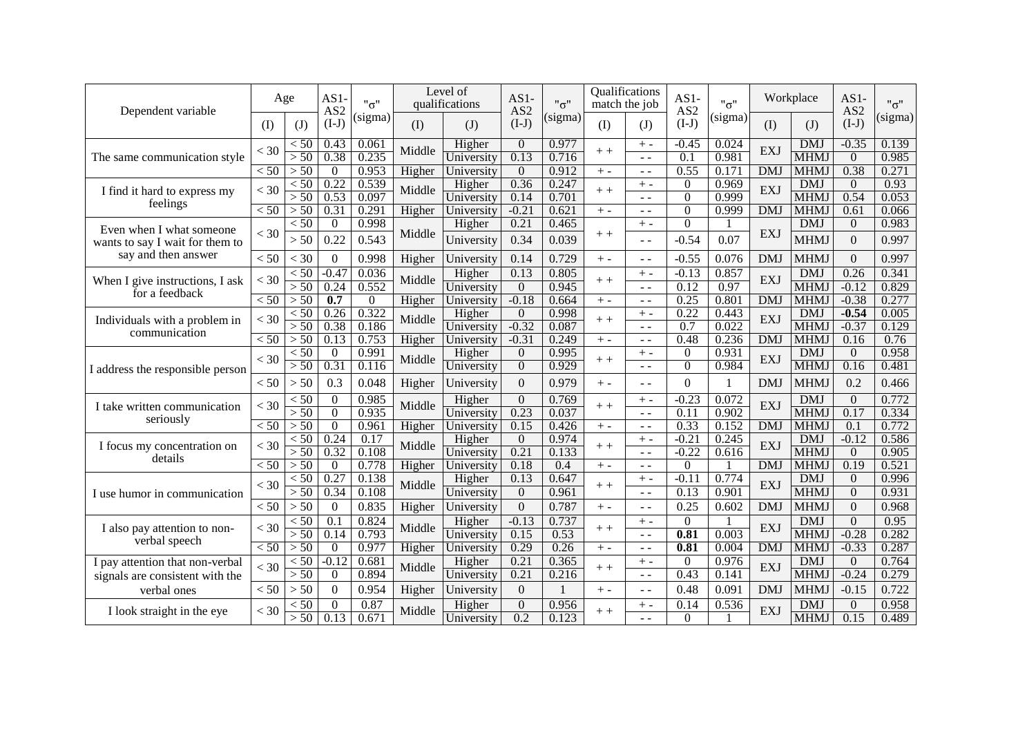| Dependent variable | Age | | AS1-AS2 | "σ" | Level of qualifications | | AS1-AS2 | "σ" | Qualifications match the job | | AS1-AS2 | "σ" | Workplace | | AS1-AS2 | "σ" |
|---|---|---|---|---|---|---|---|---|---|---|---|---|---|---|---|---|
| | (I) | (J) | (I-J) | (sigma) | (I) | (J) | (I-J) | (sigma) | (I) | (J) | (I-J) | (sigma) | (I) | (J) | (I-J) | (sigma) |
| The same communication style | < 30 | < 50 | 0.43 | 0.061 | Middle | Higher | 0 | 0.977 | + + | + - | -0.45 | 0.024 | EXJ | DMJ | -0.35 | 0.139 |
| | | > 50 | 0.38 | 0.235 | | University | 0.13 | 0.716 | | - - | 0.1 | 0.981 | | MHMJ | 0 | 0.985 |
| | < 50 | > 50 | 0 | 0.953 | Higher | University | 0 | 0.912 | + - | - - | 0.55 | 0.171 | DMJ | MHMJ | 0.38 | 0.271 |
| I find it hard to express my feelings | < 30 | < 50 | 0.22 | 0.539 | Middle | Higher | 0.36 | 0.247 | + + | + - | 0 | 0.969 | EXJ | DMJ | 0 | 0.93 |
| | | > 50 | 0.53 | 0.097 | | University | 0.14 | 0.701 | | - - | 0 | 0.999 | | MHMJ | 0.54 | 0.053 |
| | < 50 | > 50 | 0.31 | 0.291 | Higher | University | -0.21 | 0.621 | + - | - - | 0 | 0.999 | DMJ | MHMJ | 0.61 | 0.066 |
| Even when I what someone wants to say I wait for them to say and then answer | < 30 | < 50 | 0 | 0.998 | Middle | Higher | 0.21 | 0.465 | + + | + - | 0 | 1 | EXJ | DMJ | 0 | 0.983 |
| | | > 50 | 0.22 | 0.543 | | University | 0.34 | 0.039 | | - - | -0.54 | 0.07 | | MHMJ | 0 | 0.997 |
| | < 50 | < 30 | 0 | 0.998 | Higher | University | 0.14 | 0.729 | + - | - - | -0.55 | 0.076 | DMJ | MHMJ | 0 | 0.997 |
| When I give instructions, I ask for a feedback | < 30 | < 50 | -0.47 | 0.036 | Middle | Higher | 0.13 | 0.805 | + + | + - | -0.13 | 0.857 | EXJ | DMJ | 0.26 | 0.341 |
| | | > 50 | 0.24 | 0.552 | | University | 0 | 0.945 | | - - | 0.12 | 0.97 | | MHMJ | -0.12 | 0.829 |
| | < 50 | > 50 | **0.7** | 0 | Higher | University | -0.18 | 0.664 | + - | - - | 0.25 | 0.801 | DMJ | MHMJ | -0.38 | 0.277 |
| Individuals with a problem in communication | < 30 | < 50 | 0.26 | 0.322 | Middle | Higher | 0 | 0.998 | + + | + - | 0.22 | 0.443 | EXJ | DMJ | **-0.54** | 0.005 |
| | | > 50 | 0.38 | 0.186 | | University | -0.32 | 0.087 | | - - | 0.7 | 0.022 | | MHMJ | -0.37 | 0.129 |
| | < 50 | > 50 | 0.13 | 0.753 | Higher | University | -0.31 | 0.249 | + - | - - | 0.48 | 0.236 | DMJ | MHMJ | 0.16 | 0.76 |
| I address the responsible person | < 30 | < 50 | 0 | 0.991 | Middle | Higher | 0 | 0.995 | + + | + - | 0 | 0.931 | EXJ | DMJ | 0 | 0.958 |
| | | > 50 | 0.31 | 0.116 | | University | 0 | 0.929 | | - - | 0 | 0.984 | | MHMJ | 0.16 | 0.481 |
| | < 50 | > 50 | 0.3 | 0.048 | Higher | University | 0 | 0.979 | + - | - - | 0 | 1 | DMJ | MHMJ | 0.2 | 0.466 |
| I take written communication seriously | < 30 | < 50 | 0 | 0.985 | Middle | Higher | 0 | 0.769 | + + | + - | -0.23 | 0.072 | EXJ | DMJ | 0 | 0.772 |
| | | > 50 | 0 | 0.935 | | University | 0.23 | 0.037 | | - - | 0.11 | 0.902 | | MHMJ | 0.17 | 0.334 |
| | < 50 | > 50 | 0 | 0.961 | Higher | University | 0.15 | 0.426 | + - | - - | 0.33 | 0.152 | DMJ | MHMJ | 0.1 | 0.772 |
| I focus my concentration on details | < 30 | < 50 | 0.24 | 0.17 | Middle | Higher | 0 | 0.974 | + + | + - | -0.21 | 0.245 | EXJ | DMJ | -0.12 | 0.586 |
| | | > 50 | 0.32 | 0.108 | | University | 0.21 | 0.133 | | - - | -0.22 | 0.616 | | MHMJ | 0 | 0.905 |
| | < 50 | > 50 | 0 | 0.778 | Higher | University | 0.18 | 0.4 | + - | - - | 0 | 1 | DMJ | MHMJ | 0.19 | 0.521 |
| I use humor in communication | < 30 | < 50 | 0.27 | 0.138 | Middle | Higher | 0.13 | 0.647 | + + | + - | -0.11 | 0.774 | EXJ | DMJ | 0 | 0.996 |
| | | > 50 | 0.34 | 0.108 | | University | 0 | 0.961 | | - - | 0.13 | 0.901 | | MHMJ | 0 | 0.931 |
| | < 50 | > 50 | 0 | 0.835 | Higher | University | 0 | 0.787 | + - | - - | 0.25 | 0.602 | DMJ | MHMJ | 0 | 0.968 |
| I also pay attention to non-verbal speech | < 30 | < 50 | 0.1 | 0.824 | Middle | Higher | -0.13 | 0.737 | + + | + - | 0 | 1 | EXJ | DMJ | 0 | 0.95 |
| | | > 50 | 0.14 | 0.793 | | University | 0.15 | 0.53 | | - - | **0.81** | 0.003 | | MHMJ | -0.28 | 0.282 |
| | < 50 | > 50 | 0 | 0.977 | Higher | University | 0.29 | 0.26 | + - | - - | **0.81** | 0.004 | DMJ | MHMJ | -0.33 | 0.287 |
| I pay attention that non-verbal signals are consistent with the verbal ones | < 30 | < 50 | -0.12 | 0.681 | Middle | Higher | 0.21 | 0.365 | + + | + - | 0 | 0.976 | EXJ | DMJ | 0 | 0.764 |
| | | > 50 | 0 | 0.894 | | University | 0.21 | 0.216 | | - - | 0.43 | 0.141 | | MHMJ | -0.24 | 0.279 |
| | < 50 | > 50 | 0 | 0.954 | Higher | University | 0 | 1 | + - | - - | 0.48 | 0.091 | DMJ | MHMJ | -0.15 | 0.722 |
| I look straight in the eye | < 30 | < 50 | 0 | 0.87 | Middle | Higher | 0 | 0.956 | + + | + - | 0.14 | 0.536 | EXJ | DMJ | 0 | 0.958 |
| | | > 50 | 0.13 | 0.671 | | University | 0.2 | 0.123 | | - - | 0 | 1 | | MHMJ | 0.15 | 0.489 |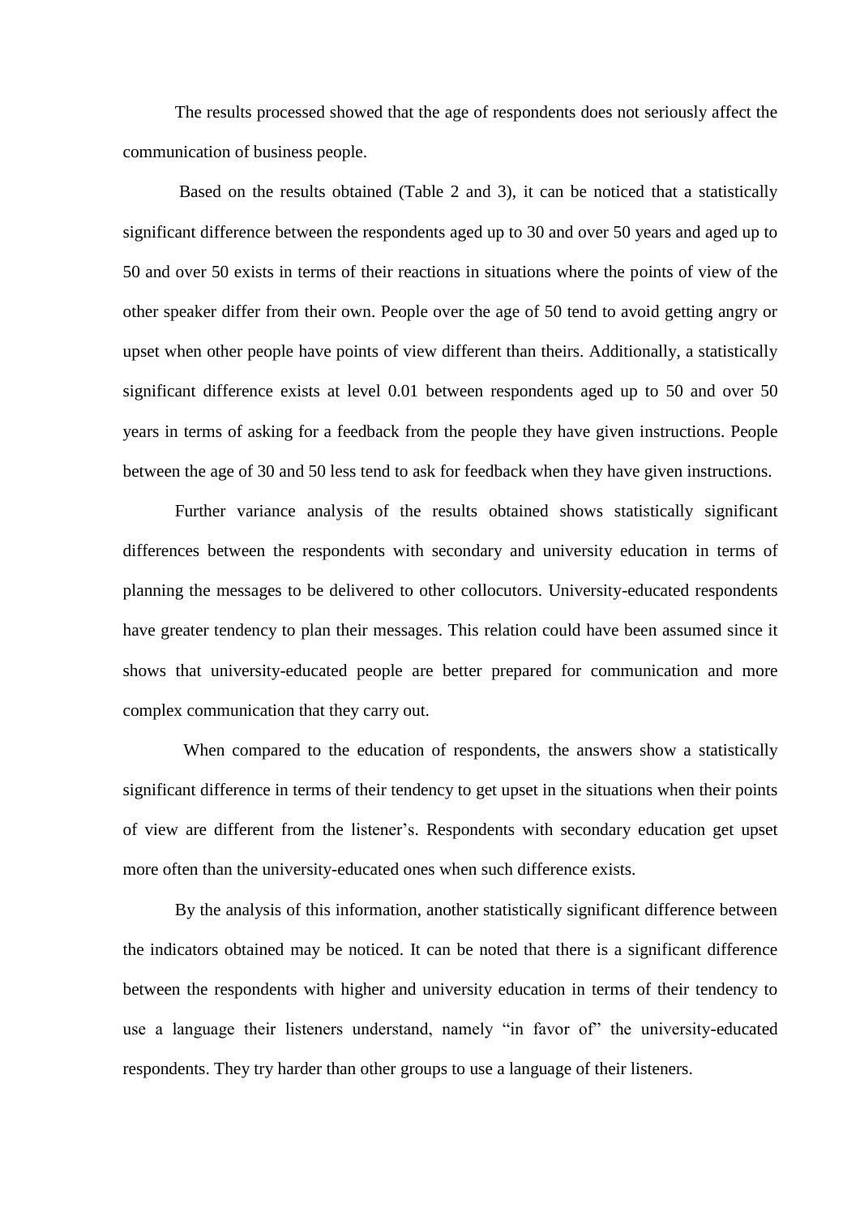The results processed showed that the age of respondents does not seriously affect the communication of business people.

Based on the results obtained (Table 2 and 3), it can be noticed that a statistically significant difference between the respondents aged up to 30 and over 50 years and aged up to 50 and over 50 exists in terms of their reactions in situations where the points of view of the other speaker differ from their own. People over the age of 50 tend to avoid getting angry or upset when other people have points of view different than theirs. Additionally, a statistically significant difference exists at level 0.01 between respondents aged up to 50 and over 50 years in terms of asking for a feedback from the people they have given instructions. People between the age of 30 and 50 less tend to ask for feedback when they have given instructions.

Further variance analysis of the results obtained shows statistically significant differences between the respondents with secondary and university education in terms of planning the messages to be delivered to other collocutors. University-educated respondents have greater tendency to plan their messages. This relation could have been assumed since it shows that university-educated people are better prepared for communication and more complex communication that they carry out.

When compared to the education of respondents, the answers show a statistically significant difference in terms of their tendency to get upset in the situations when their points of view are different from the listener's. Respondents with secondary education get upset more often than the university-educated ones when such difference exists.

By the analysis of this information, another statistically significant difference between the indicators obtained may be noticed. It can be noted that there is a significant difference between the respondents with higher and university education in terms of their tendency to use a language their listeners understand, namely "in favor of" the university-educated respondents. They try harder than other groups to use a language of their listeners.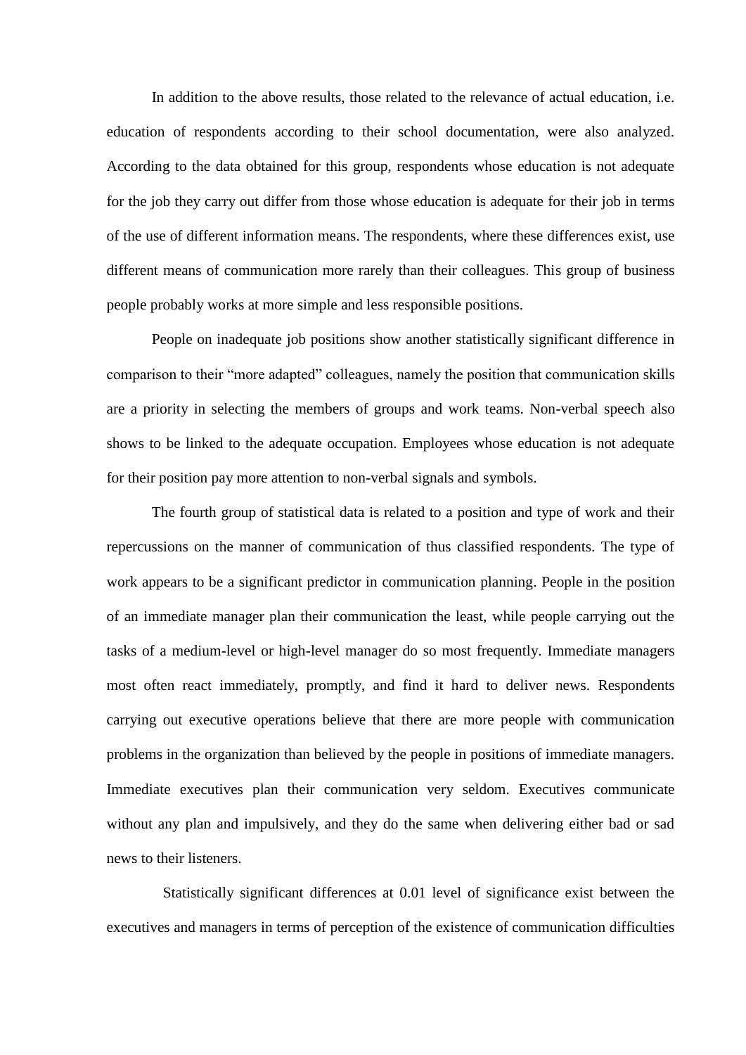In addition to the above results, those related to the relevance of actual education, i.e. education of respondents according to their school documentation, were also analyzed. According to the data obtained for this group, respondents whose education is not adequate for the job they carry out differ from those whose education is adequate for their job in terms of the use of different information means. The respondents, where these differences exist, use different means of communication more rarely than their colleagues. This group of business people probably works at more simple and less responsible positions.

People on inadequate job positions show another statistically significant difference in comparison to their "more adapted" colleagues, namely the position that communication skills are a priority in selecting the members of groups and work teams. Non-verbal speech also shows to be linked to the adequate occupation. Employees whose education is not adequate for their position pay more attention to non-verbal signals and symbols.

The fourth group of statistical data is related to a position and type of work and their repercussions on the manner of communication of thus classified respondents. The type of work appears to be a significant predictor in communication planning. People in the position of an immediate manager plan their communication the least, while people carrying out the tasks of a medium-level or high-level manager do so most frequently. Immediate managers most often react immediately, promptly, and find it hard to deliver news. Respondents carrying out executive operations believe that there are more people with communication problems in the organization than believed by the people in positions of immediate managers. Immediate executives plan their communication very seldom. Executives communicate without any plan and impulsively, and they do the same when delivering either bad or sad news to their listeners.

Statistically significant differences at 0.01 level of significance exist between the executives and managers in terms of perception of the existence of communication difficulties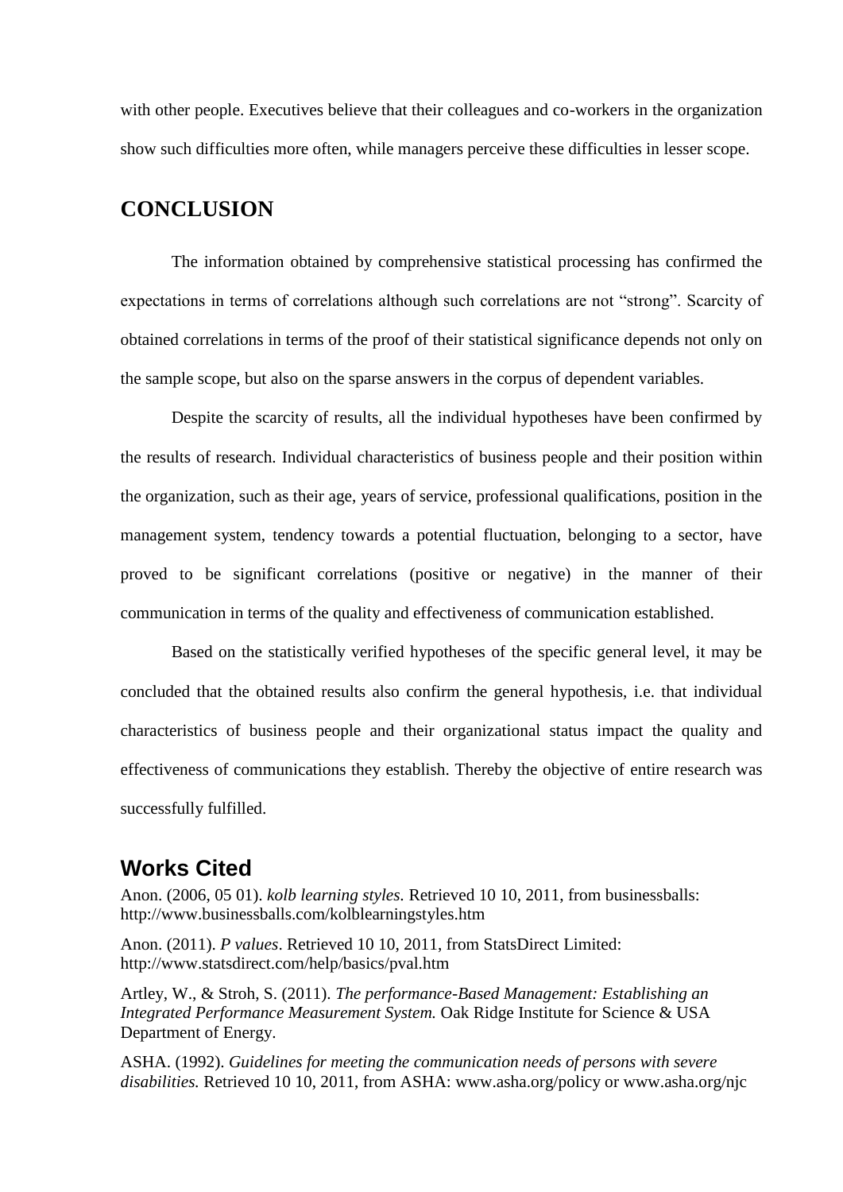with other people. Executives believe that their colleagues and co-workers in the organization show such difficulties more often, while managers perceive these difficulties in lesser scope.

## CONCLUSION

The information obtained by comprehensive statistical processing has confirmed the expectations in terms of correlations although such correlations are not "strong". Scarcity of obtained correlations in terms of the proof of their statistical significance depends not only on the sample scope, but also on the sparse answers in the corpus of dependent variables.

Despite the scarcity of results, all the individual hypotheses have been confirmed by the results of research. Individual characteristics of business people and their position within the organization, such as their age, years of service, professional qualifications, position in the management system, tendency towards a potential fluctuation, belonging to a sector, have proved to be significant correlations (positive or negative) in the manner of their communication in terms of the quality and effectiveness of communication established.

Based on the statistically verified hypotheses of the specific general level, it may be concluded that the obtained results also confirm the general hypothesis, i.e. that individual characteristics of business people and their organizational status impact the quality and effectiveness of communications they establish. Thereby the objective of entire research was successfully fulfilled.

## Works Cited

Anon. (2006, 05 01). *kolb learning styles.* Retrieved 10 10, 2011, from businessballs: http://www.businessballs.com/kolblearningstyles.htm

Anon. (2011). *P values*. Retrieved 10 10, 2011, from StatsDirect Limited: http://www.statsdirect.com/help/basics/pval.htm

Artley, W., & Stroh, S. (2011). *The performance-Based Management: Establishing an Integrated Performance Measurement System.* Oak Ridge Institute for Science & USA Department of Energy.

ASHA. (1992). *Guidelines for meeting the communication needs of persons with severe disabilities.* Retrieved 10 10, 2011, from ASHA: www.asha.org/policy or www.asha.org/njc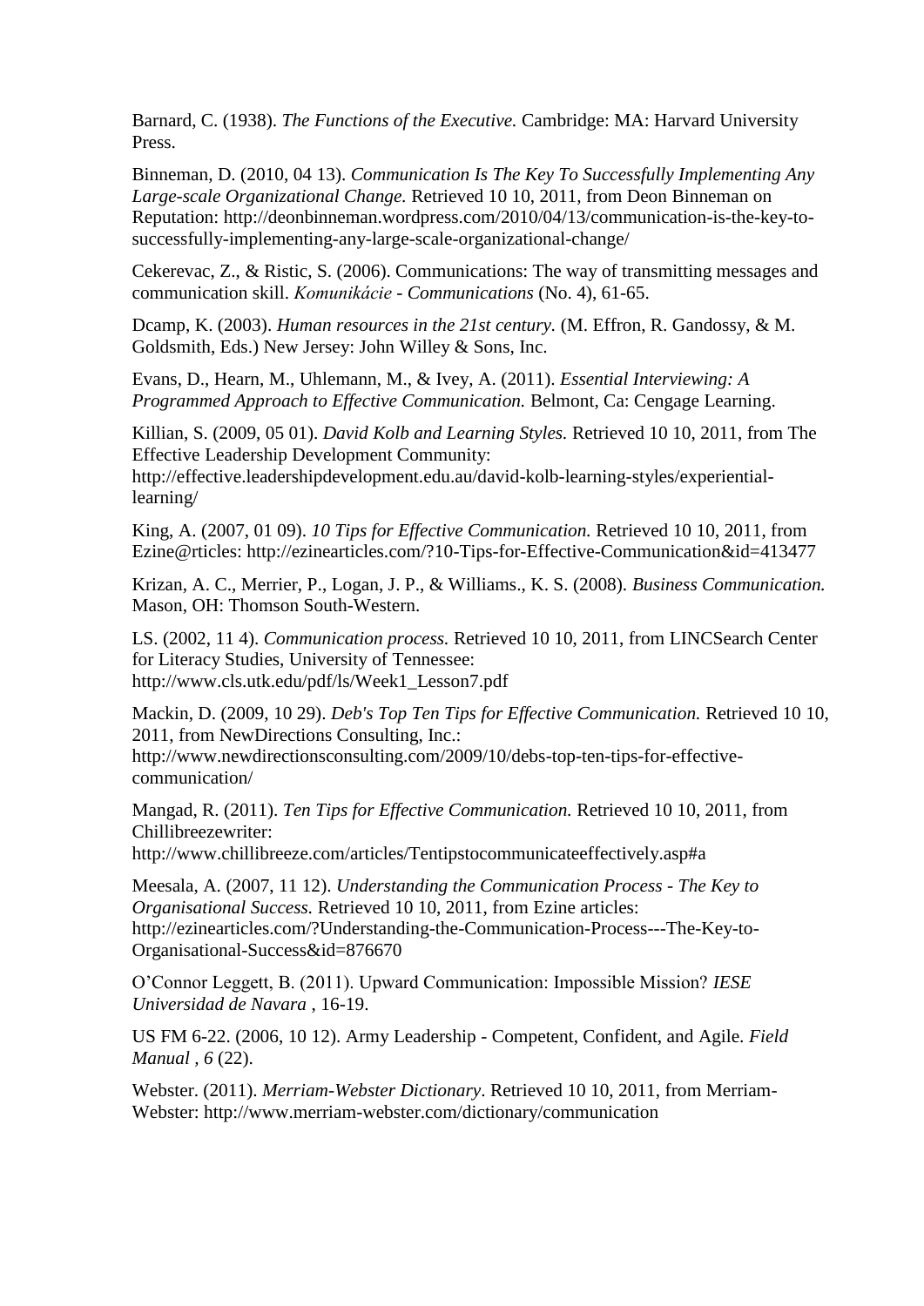Barnard, C. (1938). *The Functions of the Executive.* Cambridge: MA: Harvard University Press.

Binneman, D. (2010, 04 13). *Communication Is The Key To Successfully Implementing Any Large-scale Organizational Change.* Retrieved 10 10, 2011, from Deon Binneman on Reputation: http://deonbinneman.wordpress.com/2010/04/13/communication-is-the-key-to-successfully-implementing-any-large-scale-organizational-change/

Cekerevac, Z., & Ristic, S. (2006). Communications: The way of transmitting messages and communication skill. *Komunikácie - Communications* (No. 4), 61-65.

Dcamp, K. (2003). *Human resources in the 21st century.* (M. Effron, R. Gandossy, & M. Goldsmith, Eds.) New Jersey: John Willey & Sons, Inc.

Evans, D., Hearn, M., Uhlemann, M., & Ivey, A. (2011). *Essential Interviewing: A Programmed Approach to Effective Communication.* Belmont, Ca: Cengage Learning.

Killian, S. (2009, 05 01). *David Kolb and Learning Styles.* Retrieved 10 10, 2011, from The Effective Leadership Development Community: http://effective.leadershipdevelopment.edu.au/david-kolb-learning-styles/experiential-learning/

King, A. (2007, 01 09). *10 Tips for Effective Communication.* Retrieved 10 10, 2011, from Ezine@rticles: http://ezinearticles.com/?10-Tips-for-Effective-Communication&id=413477

Krizan, A. C., Merrier, P., Logan, J. P., & Williams., K. S. (2008). *Business Communication.* Mason, OH: Thomson South-Western.

LS. (2002, 11 4). *Communication process.* Retrieved 10 10, 2011, from LINCSearch Center for Literacy Studies, University of Tennessee: http://www.cls.utk.edu/pdf/ls/Week1_Lesson7.pdf

Mackin, D. (2009, 10 29). *Deb's Top Ten Tips for Effective Communication.* Retrieved 10 10, 2011, from NewDirections Consulting, Inc.: http://www.newdirectionsconsulting.com/2009/10/debs-top-ten-tips-for-effective-communication/

Mangad, R. (2011). *Ten Tips for Effective Communication.* Retrieved 10 10, 2011, from Chillibreezewriter: http://www.chillibreeze.com/articles/Tentipstocommunicateeffectively.asp#a

Meesala, A. (2007, 11 12). *Understanding the Communication Process - The Key to Organisational Success.* Retrieved 10 10, 2011, from Ezine articles: http://ezinearticles.com/?Understanding-the-Communication-Process---The-Key-to-Organisational-Success&id=876670

O'Connor Leggett, B. (2011). Upward Communication: Impossible Mission? *IESE Universidad de Navara* , 16-19.

US FM 6-22. (2006, 10 12). Army Leadership - Competent, Confident, and Agile. *Field Manual , 6* (22).

Webster. (2011). *Merriam-Webster Dictionary*. Retrieved 10 10, 2011, from Merriam-Webster: http://www.merriam-webster.com/dictionary/communication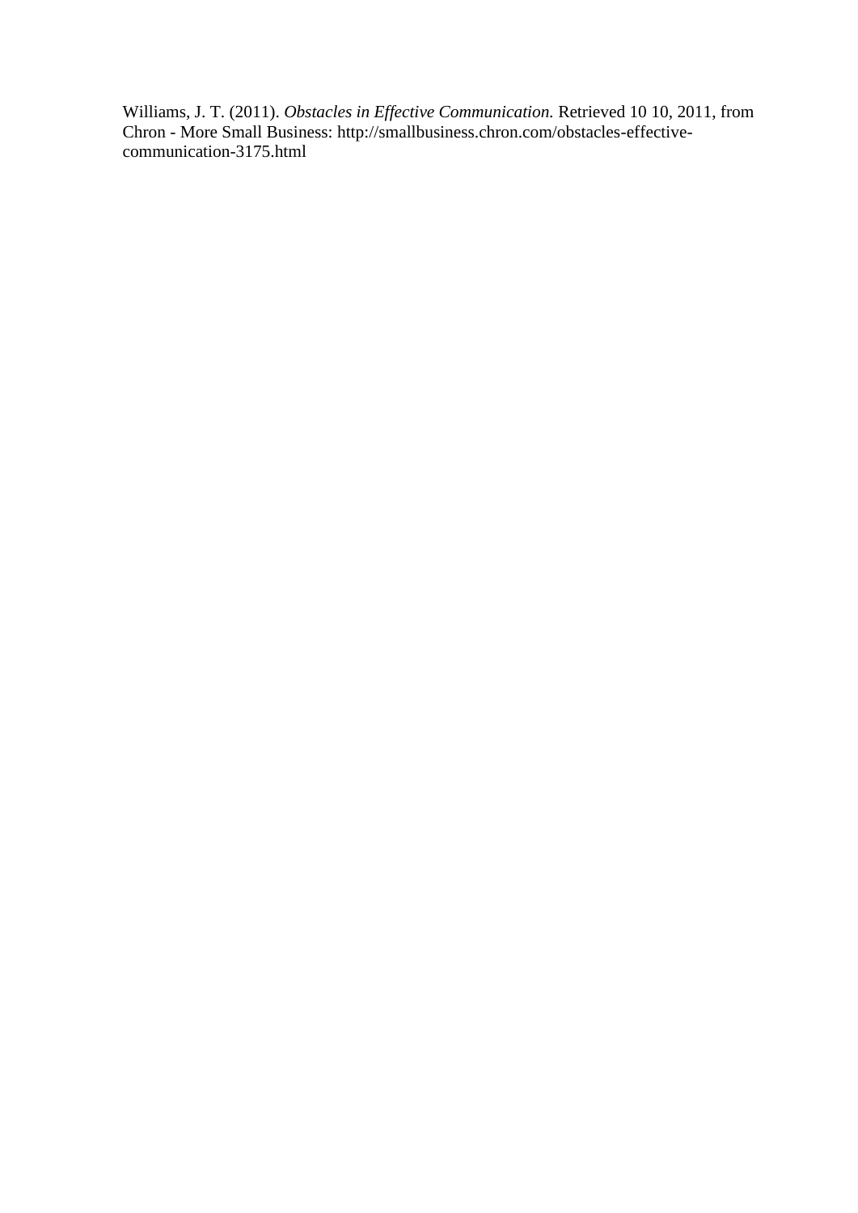Williams, J. T. (2011). *Obstacles in Effective Communication.* Retrieved 10 10, 2011, from Chron - More Small Business: http://smallbusiness.chron.com/obstacles-effective-communication-3175.html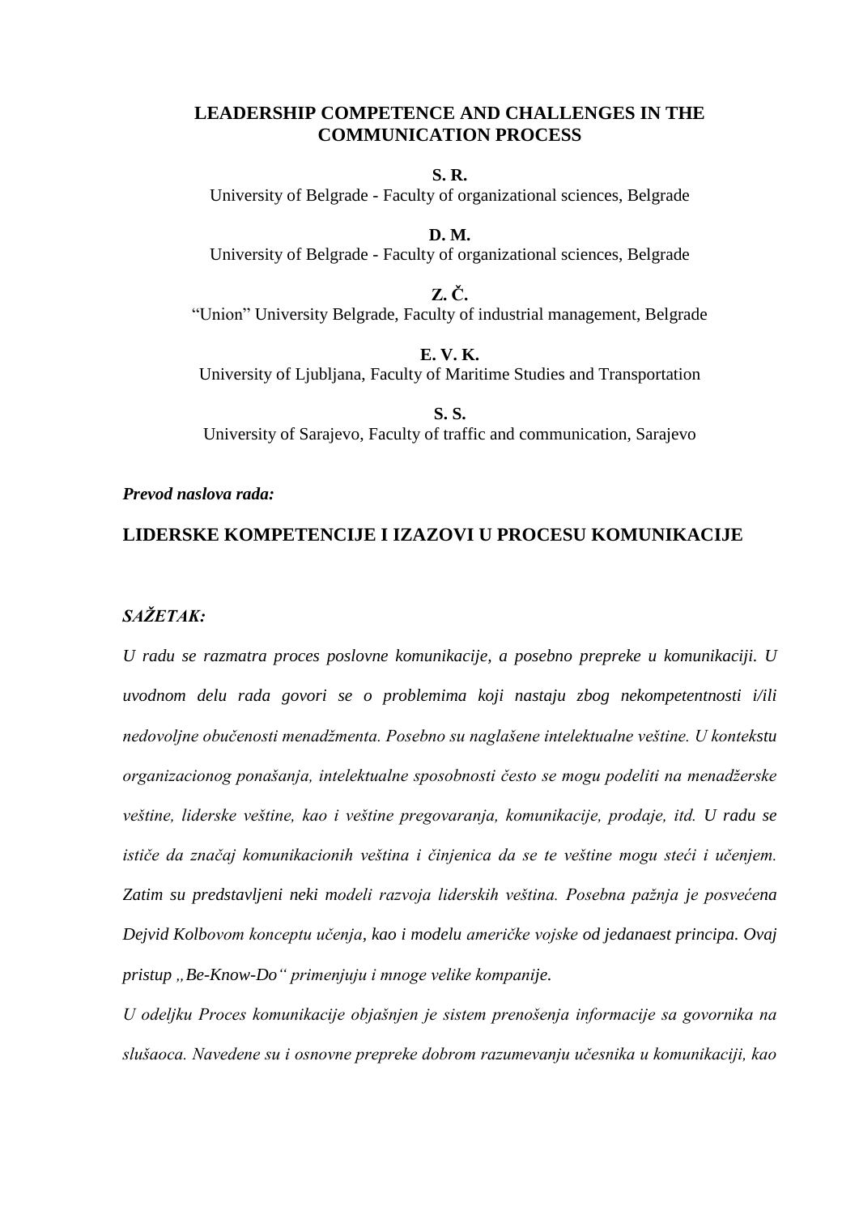**LEADERSHIP COMPETENCE AND CHALLENGES IN THE COMMUNICATION PROCESS**

**S. R.**
University of Belgrade - Faculty of organizational sciences, Belgrade

**D. M.**
University of Belgrade - Faculty of organizational sciences, Belgrade

**Z. Č.**
"Union" University Belgrade, Faculty of industrial management, Belgrade

**E. V. K.**
University of Ljubljana, Faculty of Maritime Studies and Transportation

**S. S.**
University of Sarajevo, Faculty of traffic and communication, Sarajevo

***Prevod naslova rada:***

**LIDERSKE KOMPETENCIJE I IZAZOVI U PROCESU KOMUNIKACIJE**

***SAŽETAK:***

*U radu se razmatra proces poslovne komunikacije, a posebno prepreke u komunikaciji. U uvodnom delu rada govori se o problemima koji nastaju zbog nekompetentnosti i/ili nedovoljne obučenosti menadžmenta. Posebno su naglašene intelektualne veštine. U kontekstu organizacionog ponašanja, intelektualne sposobnosti često se mogu podeliti na menadžerske veštine, liderske veštine, kao i veštine pregovaranja, komunikacije, prodaje, itd. U radu se ističe da značaj komunikacionih veština i činjenica da se te veštine mogu steći i učenjem. Zatim su predstavljeni neki modeli razvoja liderskih veština. Posebna pažnja je posvećena Dejvid Kolbovom konceptu učenja, kao i modelu američke vojske od jedanaest principa. Ovaj pristup „Be-Know-Do" primenjuju i mnoge velike kompanije.*

*U odeljku Proces komunikacije objašnjen je sistem prenošenja informacije sa govornika na slušaoca. Navedene su i osnovne prepreke dobrom razumevanju učesnika u komunikaciji, kao*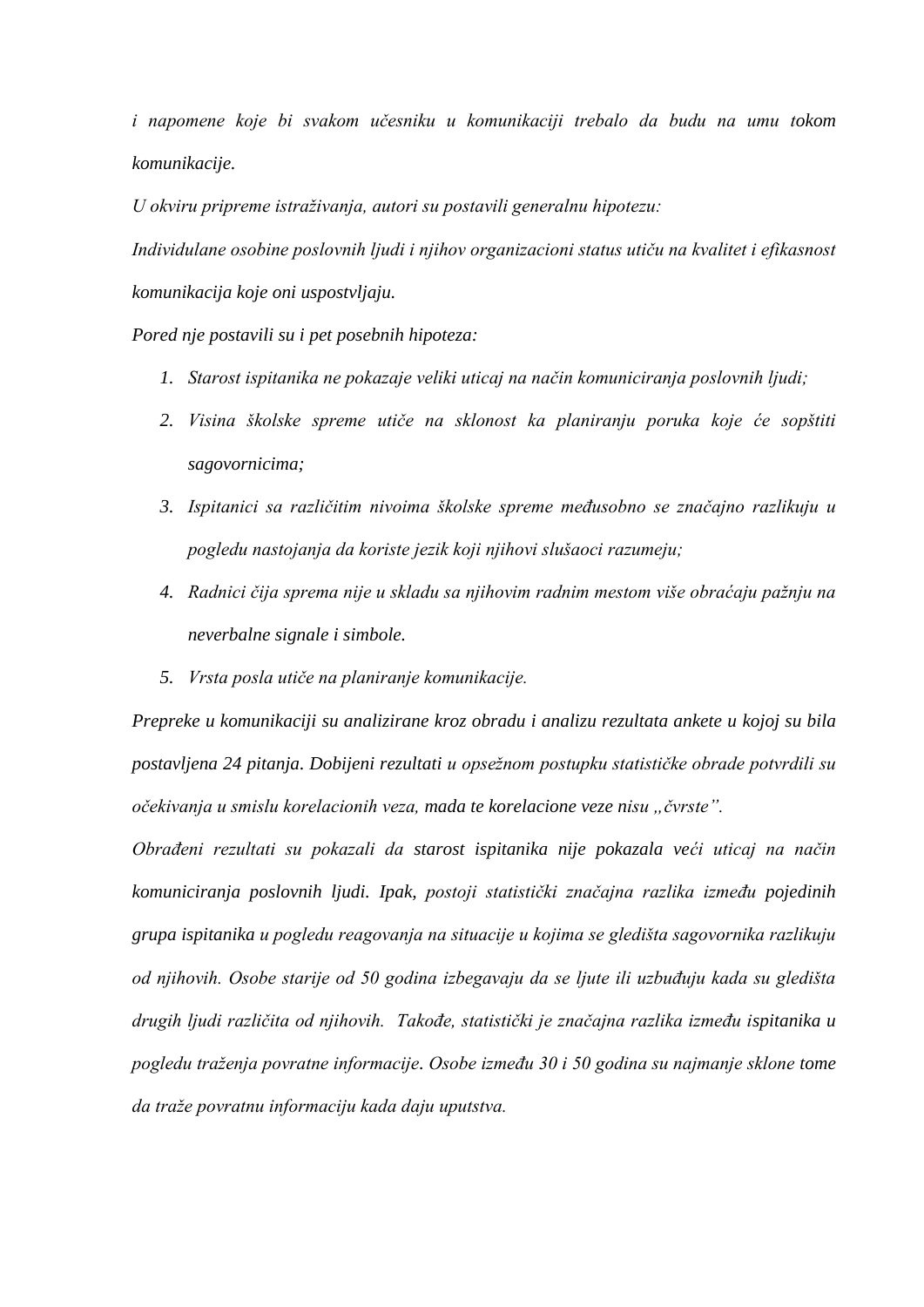*i napomene koje bi svakom učesniku u komunikaciji trebalo da budu na umu tokom komunikacije.*

*U okviru pripreme istraživanja, autori su postavili generalnu hipotezu:*

*Individulane osobine poslovnih ljudi i njihov organizacioni status utiču na kvalitet i efikasnost komunikacija koje oni uspostvljaju.*

*Pored nje postavili su i pet posebnih hipoteza:*

1. *Starost ispitanika ne pokazaje veliki uticaj na način komuniciranja poslovnih ljudi;*
2. *Visina školske spreme utiče na sklonost ka planiranju poruka koje će sopštiti sagovornicima;*
3. *Ispitanici sa različitim nivoima školske spreme međusobno se značajno razlikuju u pogledu nastojanja da koriste jezik koji njihovi slušaoci razumeju;*
4. *Radnici čija sprema nije u skladu sa njihovim radnim mestom više obraćaju pažnju na neverbalne signale i simbole.*
5. *Vrsta posla utiče na planiranje komunikacije.*

*Prepreke u komunikaciji su analizirane kroz obradu i analizu rezultata ankete u kojoj su bila postavljena 24 pitanja. Dobijeni rezultati u opsežnom postupku statističke obrade potvrdili su očekivanja u smislu korelacionih veza, mada te korelacione veze nisu „čvrste”.*

*Obrađeni rezultati su pokazali da starost ispitanika nije pokazala veći uticaj na način komuniciranja poslovnih ljudi. Ipak, postoji statistički značajna razlika između pojedinih grupa ispitanika u pogledu reagovanja na situacije u kojima se gledišta sagovornika razlikuju od njihovih. Osobe starije od 50 godina izbegavaju da se ljute ili uzbuđuju kada su gledišta drugih ljudi različita od njihovih. Takođe, statistički je značajna razlika između ispitanika u pogledu traženja povratne informacije. Osobe između 30 i 50 godina su najmanje sklone tome da traže povratnu informaciju kada daju uputstva.*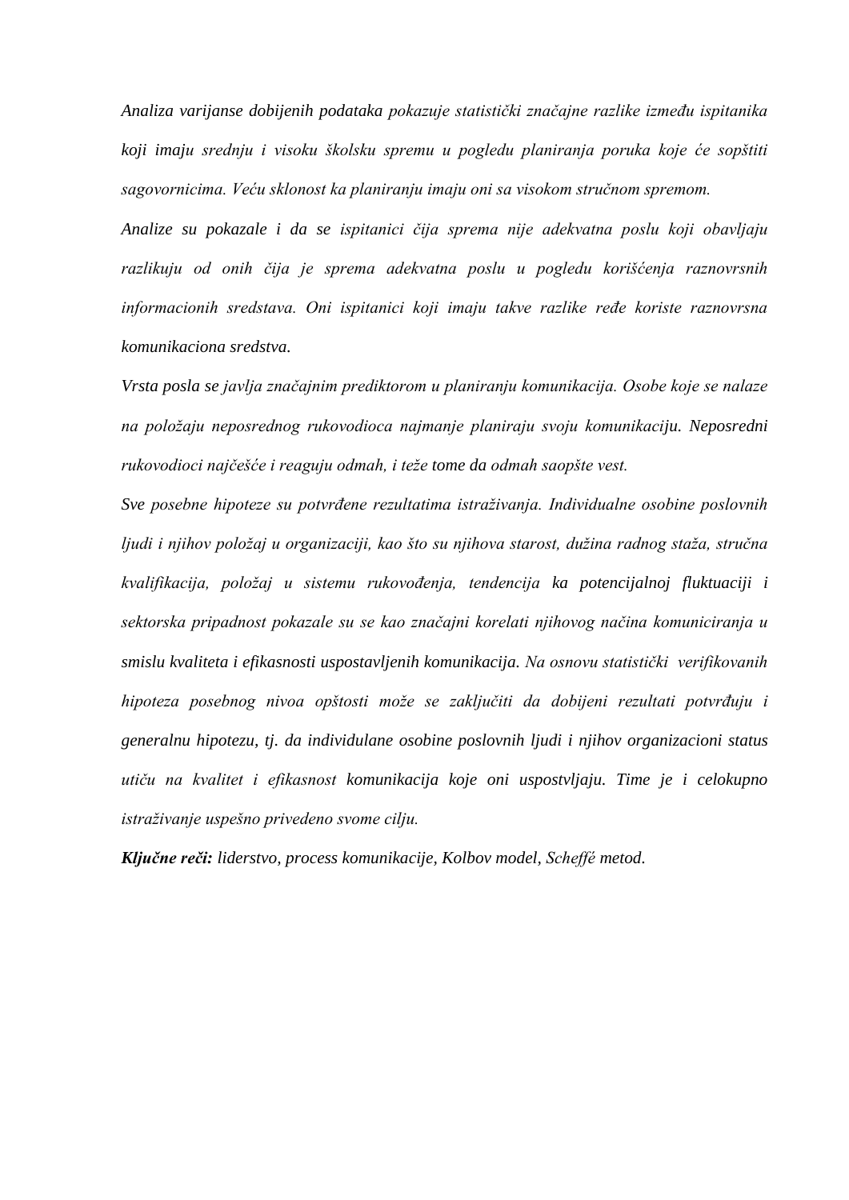*Analiza varijanse dobijenih podataka pokazuje statistički značajne razlike između ispitanika koji imaju srednju i visoku školsku spremu u pogledu planiranja poruka koje će sopštiti sagovornicima. Veću sklonost ka planiranju imaju oni sa visokom stručnom spremom.*

*Analize su pokazale i da se ispitanici čija sprema nije adekvatna poslu koji obavljaju razlikuju od onih čija je sprema adekvatna poslu u pogledu korišćenja raznovrsnih informacionih sredstava. Oni ispitanici koji imaju takve razlike ređe koriste raznovrsna komunikaciona sredstva.*

*Vrsta posla se javlja značajnim prediktorom u planiranju komunikacija. Osobe koje se nalaze na položaju neposrednog rukovodioca najmanje planiraju svoju komunikaciju. Neposredni rukovodioci najčešće i reaguju odmah, i teže tome da odmah saopšte vest.*

*Sve posebne hipoteze su potvrđene rezultatima istraživanja. Individualne osobine poslovnih ljudi i njihov položaj u organizaciji, kao što su njihova starost, dužina radnog staža, stručna kvalifikacija, položaj u sistemu rukovođenja, tendencija ka potencijalnoj fluktuaciji i sektorska pripadnost pokazale su se kao značajni korelati njihovog načina komuniciranja u smislu kvaliteta i efikasnosti uspostavljenih komunikacija. Na osnovu statistički verifikovanih hipoteza posebnog nivoa opštosti može se zaključiti da dobijeni rezultati potvrđuju i generalnu hipotezu, tj. da individulane osobine poslovnih ljudi i njihov organizacioni status utiču na kvalitet i efikasnost komunikacija koje oni uspostvljaju. Time je i celokupno istraživanje uspešno privedeno svome cilju.*

***Ključne reči:*** *liderstvo, process komunikacije, Kolbov model, Scheffé metod.*